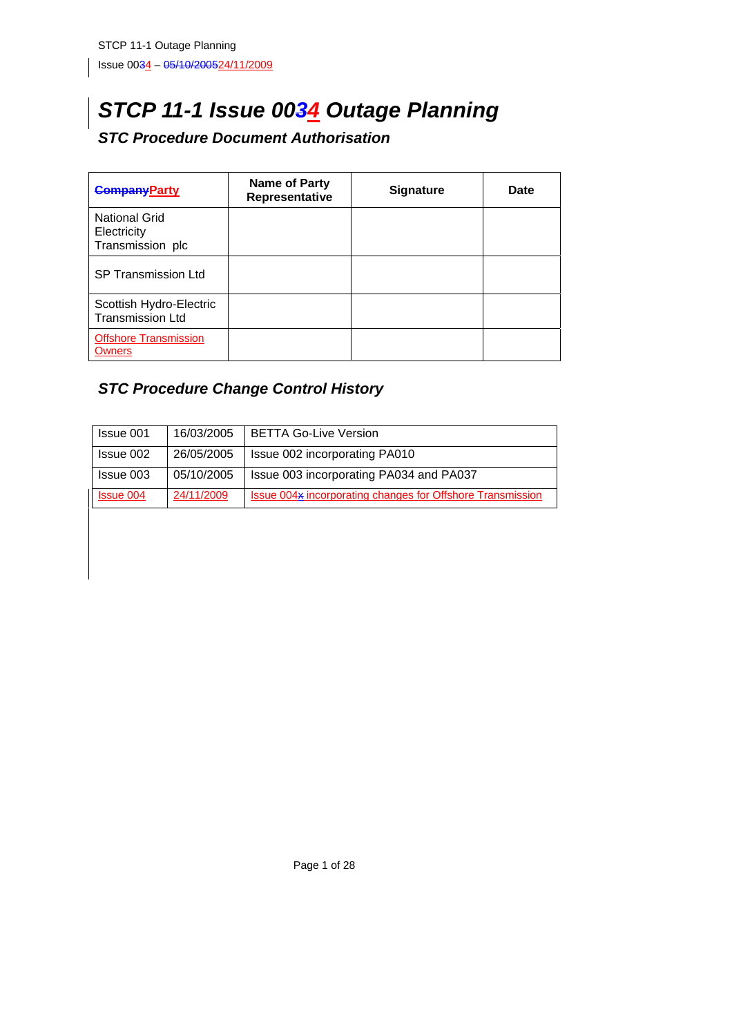# STCP 11-1 Issue 0034 Outage Planning

## STC Procedure Document Authorisation

| CompanyParty | Name of Party Representative | Signature | Date |
|---|---|---|---|
| National Grid Electricity Transmission plc | | | |
| SP Transmission Ltd | | | |
| Scottish Hydro-Electric Transmission Ltd | | | |
| Offshore Transmission Owners | | | |

## STC Procedure Change Control History

| Issue 001 | 16/03/2005 | BETTA Go-Live Version |
|---|---|---|
| Issue 002 | 26/05/2005 | Issue 002 incorporating PA010 |
| Issue 003 | 05/10/2005 | Issue 003 incorporating PA034 and PA037 |
| Issue 004 | 24/11/2009 | Issue 004x incorporating changes for Offshore Transmission |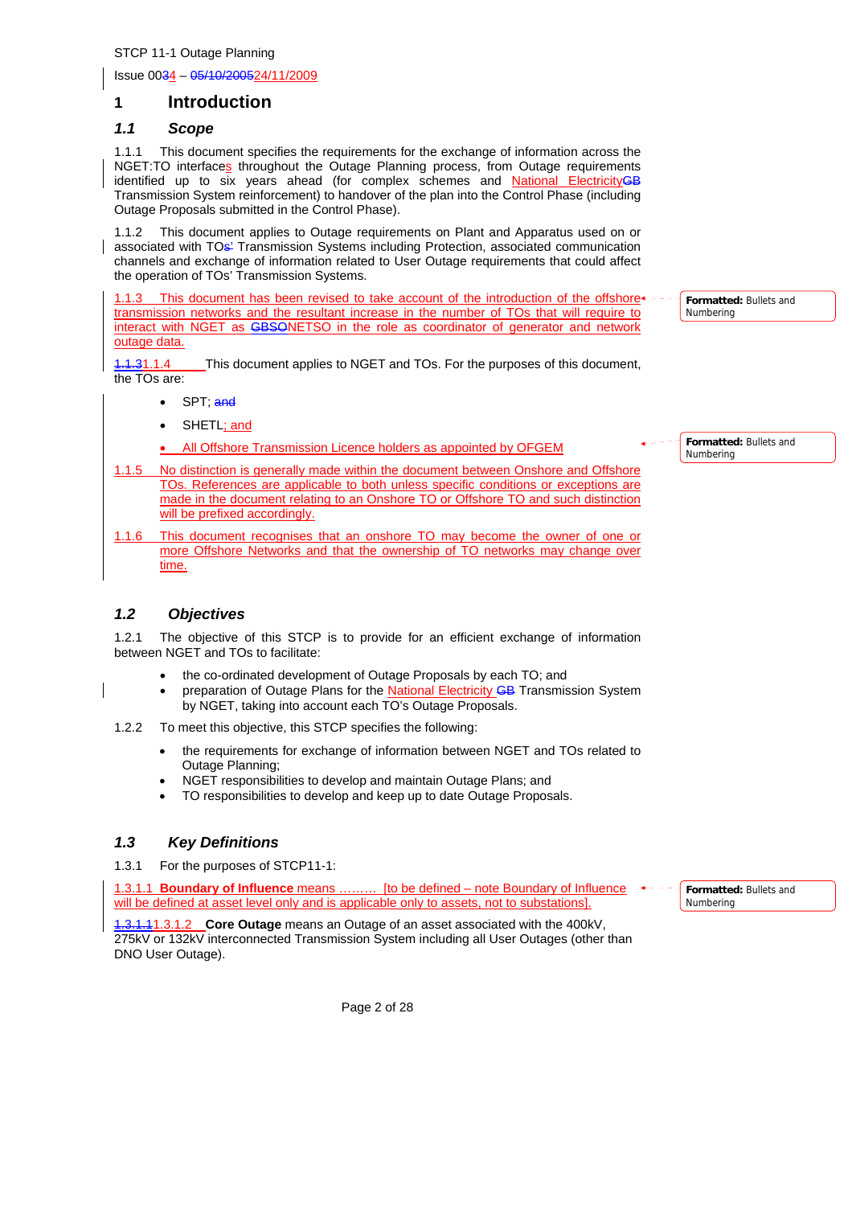STCP 11-1 Outage Planning

Issue 0034 – 05/10/200524/11/2009

# 1 Introduction

## 1.1 Scope

1.1.1 This document specifies the requirements for the exchange of information across the NGET:TO interfaces throughout the Outage Planning process, from Outage requirements identified up to six years ahead (for complex schemes and National ElectricityGB Transmission System reinforcement) to handover of the plan into the Control Phase (including Outage Proposals submitted in the Control Phase).

1.1.2 This document applies to Outage requirements on Plant and Apparatus used on or associated with TOs' Transmission Systems including Protection, associated communication channels and exchange of information related to User Outage requirements that could affect the operation of TOs' Transmission Systems.

1.1.3 This document has been revised to take account of the introduction of the offshore transmission networks and the resultant increase in the number of TOs that will require to interact with NGET as GBSONETSO in the role as coordinator of generator and network outage data.

Formatted: Bullets and Numbering

1.1.31.1.4 This document applies to NGET and TOs. For the purposes of this document, the TOs are:

- SPT; and
- SHETL; and
- All Offshore Transmission Licence holders as appointed by OFGEM

Formatted: Bullets and Numbering

1.1.5 No distinction is generally made within the document between Onshore and Offshore TOs. References are applicable to both unless specific conditions or exceptions are made in the document relating to an Onshore TO or Offshore TO and such distinction will be prefixed accordingly.

1.1.6 This document recognises that an onshore TO may become the owner of one or more Offshore Networks and that the ownership of TO networks may change over time.

## 1.2 Objectives

1.2.1 The objective of this STCP is to provide for an efficient exchange of information between NGET and TOs to facilitate:

- the co-ordinated development of Outage Proposals by each TO; and
- preparation of Outage Plans for the National Electricity GB Transmission System by NGET, taking into account each TO's Outage Proposals.

1.2.2 To meet this objective, this STCP specifies the following:

- the requirements for exchange of information between NGET and TOs related to Outage Planning;
- NGET responsibilities to develop and maintain Outage Plans; and
- TO responsibilities to develop and keep up to date Outage Proposals.

## 1.3 Key Definitions

1.3.1 For the purposes of STCP11-1:

1.3.1.1 **Boundary of Influence** means ……… [to be defined – note Boundary of Influence will be defined at asset level only and is applicable only to assets, not to substations].

Formatted: Bullets and Numbering

1.3.1.11.3.1.2 **Core Outage** means an Outage of an asset associated with the 400kV, 275kV or 132kV interconnected Transmission System including all User Outages (other than DNO User Outage).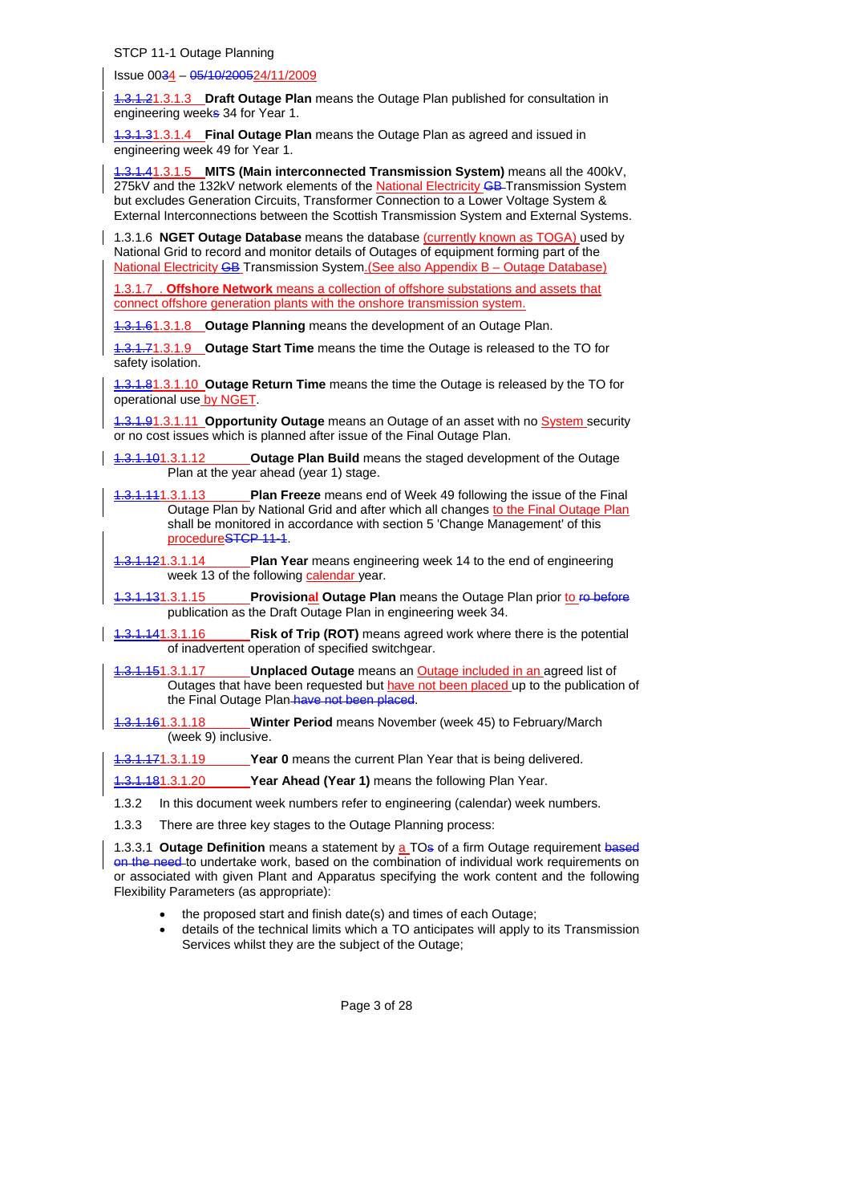~~1.3.1.2~~1.3.1.3 **Draft Outage Plan** means the Outage Plan published for consultation in engineering week~~s~~ 34 for Year 1.

~~1.3.1.3~~1.3.1.4 **Final Outage Plan** means the Outage Plan as agreed and issued in engineering week 49 for Year 1.

~~1.3.1.4~~1.3.1.5 **MITS (Main interconnected Transmission System)** means all the 400kV, 275kV and the 132kV network elements of the National Electricity ~~GB~~ Transmission System but excludes Generation Circuits, Transformer Connection to a Lower Voltage System & External Interconnections between the Scottish Transmission System and External Systems.

1.3.1.6 **NGET Outage Database** means the database (currently known as TOGA) used by National Grid to record and monitor details of Outages of equipment forming part of the National Electricity ~~GB~~ Transmission System. (See also Appendix B – Outage Database)

1.3.1.7 . **Offshore Network** means a collection of offshore substations and assets that connect offshore generation plants with the onshore transmission system.

~~1.3.1.6~~1.3.1.8 **Outage Planning** means the development of an Outage Plan.

~~1.3.1.7~~1.3.1.9 **Outage Start Time** means the time the Outage is released to the TO for safety isolation.

~~1.3.1.8~~1.3.1.10 **Outage Return Time** means the time the Outage is released by the TO for operational use by NGET.

~~1.3.1.9~~1.3.1.11 **Opportunity Outage** means an Outage of an asset with no System security or no cost issues which is planned after issue of the Final Outage Plan.

~~1.3.1.10~~1.3.1.12 **Outage Plan Build** means the staged development of the Outage Plan at the year ahead (year 1) stage.

~~1.3.1.11~~1.3.1.13 **Plan Freeze** means end of Week 49 following the issue of the Final Outage Plan by National Grid and after which all changes to the Final Outage Plan shall be monitored in accordance with section 5 'Change Management' of this procedure~~STCP 11-1~~.

~~1.3.1.12~~1.3.1.14 **Plan Year** means engineering week 14 to the end of engineering week 13 of the following calendar year.

~~1.3.1.13~~1.3.1.15 **Provisional Outage Plan** means the Outage Plan prior to ~~ro before~~ publication as the Draft Outage Plan in engineering week 34.

~~1.3.1.14~~1.3.1.16 **Risk of Trip (ROT)** means agreed work where there is the potential of inadvertent operation of specified switchgear.

~~1.3.1.15~~1.3.1.17 **Unplaced Outage** means an Outage included in an agreed list of Outages that have been requested but have not been placed up to the publication of the Final Outage Plan ~~have not been placed~~.

~~1.3.1.16~~1.3.1.18 **Winter Period** means November (week 45) to February/March (week 9) inclusive.

~~1.3.1.17~~1.3.1.19 **Year 0** means the current Plan Year that is being delivered.

~~1.3.1.18~~1.3.1.20 **Year Ahead (Year 1)** means the following Plan Year.

1.3.2 In this document week numbers refer to engineering (calendar) week numbers.

1.3.3 There are three key stages to the Outage Planning process:

1.3.3.1 **Outage Definition** means a statement by a TO~~s~~ of a firm Outage requirement ~~based on the need~~ to undertake work, based on the combination of individual work requirements on or associated with given Plant and Apparatus specifying the work content and the following Flexibility Parameters (as appropriate):

- the proposed start and finish date(s) and times of each Outage;
- details of the technical limits which a TO anticipates will apply to its Transmission Services whilst they are the subject of the Outage;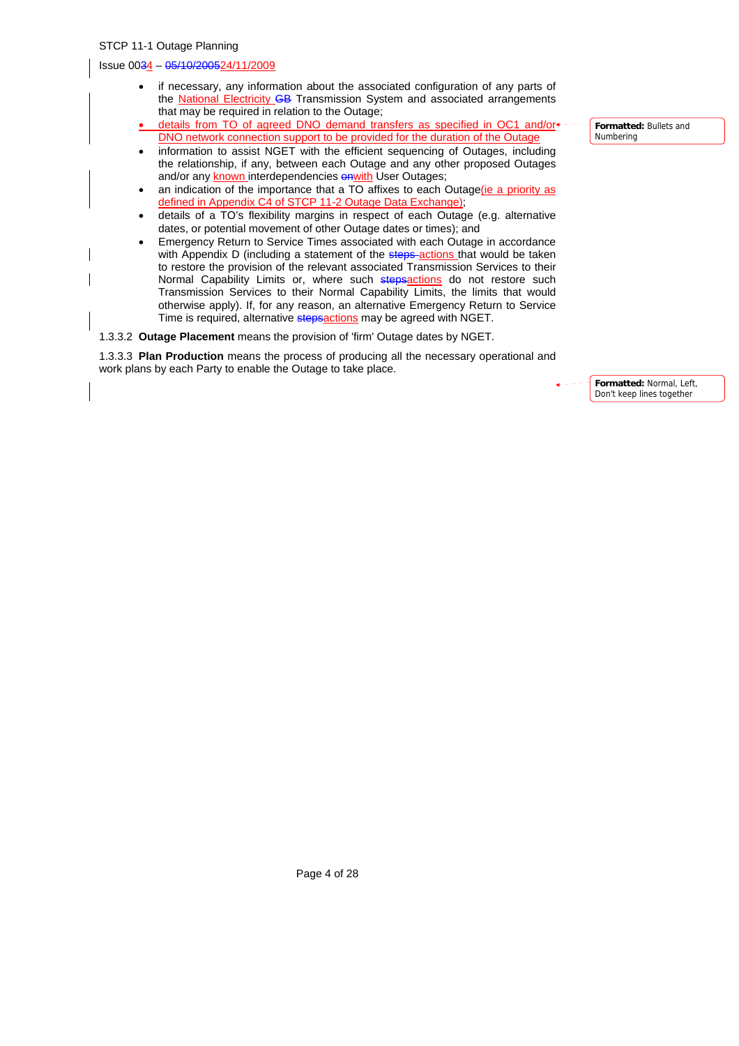- if necessary, any information about the associated configuration of any parts of the National Electricity GB Transmission System and associated arrangements that may be required in relation to the Outage;
- details from TO of agreed DNO demand transfers as specified in OC1 and/or DNO network connection support to be provided for the duration of the Outage
- information to assist NGET with the efficient sequencing of Outages, including the relationship, if any, between each Outage and any other proposed Outages and/or any known interdependencies onwith User Outages;
- an indication of the importance that a TO affixes to each Outage(ie a priority as defined in Appendix C4 of STCP 11-2 Outage Data Exchange);
- details of a TO's flexibility margins in respect of each Outage (e.g. alternative dates, or potential movement of other Outage dates or times); and
- Emergency Return to Service Times associated with each Outage in accordance with Appendix D (including a statement of the steps actions that would be taken to restore the provision of the relevant associated Transmission Services to their Normal Capability Limits or, where such stepsactions do not restore such Transmission Services to their Normal Capability Limits, the limits that would otherwise apply). If, for any reason, an alternative Emergency Return to Service Time is required, alternative stepsactions may be agreed with NGET.

1.3.3.2 **Outage Placement** means the provision of 'firm' Outage dates by NGET.

1.3.3.3 **Plan Production** means the process of producing all the necessary operational and work plans by each Party to enable the Outage to take place.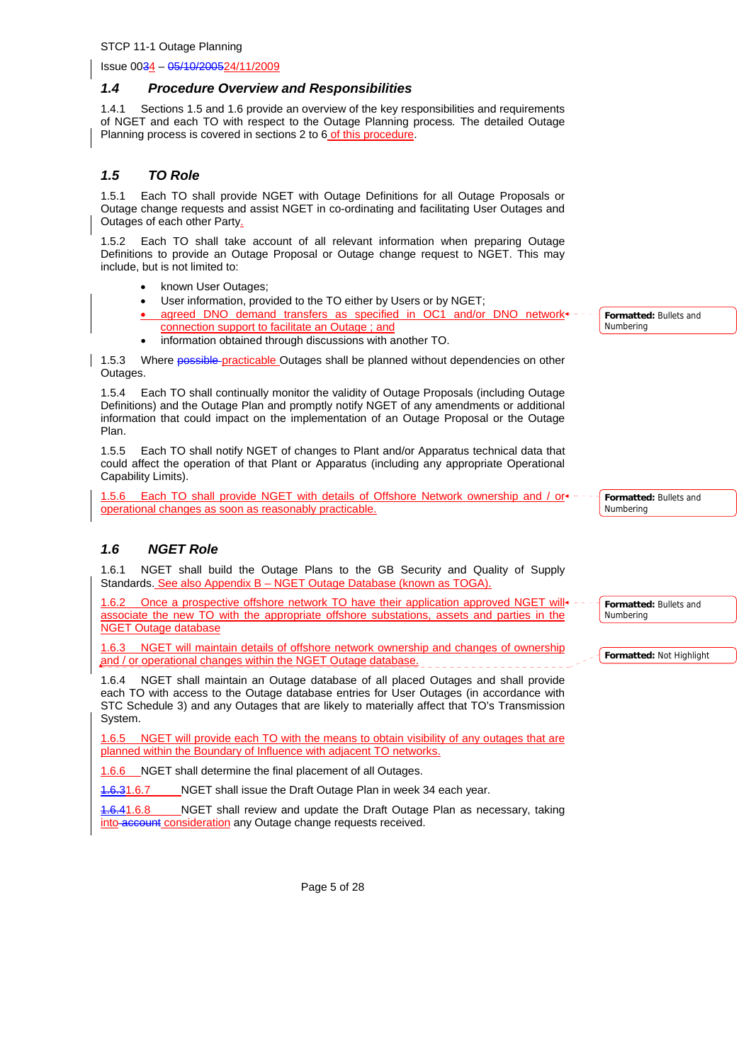STCP 11-1 Outage Planning

Issue 0034 – 05/10/200524/11/2009

### 1.4 Procedure Overview and Responsibilities

1.4.1 Sections 1.5 and 1.6 provide an overview of the key responsibilities and requirements of NGET and each TO with respect to the Outage Planning process. The detailed Outage Planning process is covered in sections 2 to 6 of this procedure.

### 1.5 TO Role

1.5.1 Each TO shall provide NGET with Outage Definitions for all Outage Proposals or Outage change requests and assist NGET in co-ordinating and facilitating User Outages and Outages of each other Party.

1.5.2 Each TO shall take account of all relevant information when preparing Outage Definitions to provide an Outage Proposal or Outage change request to NGET. This may include, but is not limited to:

- known User Outages;
- User information, provided to the TO either by Users or by NGET;
- agreed DNO demand transfers as specified in OC1 and/or DNO network connection support to facilitate an Outage ; and
- information obtained through discussions with another TO.

1.5.3 Where possible practicable Outages shall be planned without dependencies on other Outages.

1.5.4 Each TO shall continually monitor the validity of Outage Proposals (including Outage Definitions) and the Outage Plan and promptly notify NGET of any amendments or additional information that could impact on the implementation of an Outage Proposal or the Outage Plan.

1.5.5 Each TO shall notify NGET of changes to Plant and/or Apparatus technical data that could affect the operation of that Plant or Apparatus (including any appropriate Operational Capability Limits).

1.5.6 Each TO shall provide NGET with details of Offshore Network ownership and / or operational changes as soon as reasonably practicable.

### 1.6 NGET Role

1.6.1 NGET shall build the Outage Plans to the GB Security and Quality of Supply Standards. See also Appendix B – NGET Outage Database (known as TOGA).

1.6.2 Once a prospective offshore network TO have their application approved NGET will associate the new TO with the appropriate offshore substations, assets and parties in the NGET Outage database

1.6.3 NGET will maintain details of offshore network ownership and changes of ownership and / or operational changes within the NGET Outage database.

1.6.4 NGET shall maintain an Outage database of all placed Outages and shall provide each TO with access to the Outage database entries for User Outages (in accordance with STC Schedule 3) and any Outages that are likely to materially affect that TO's Transmission System.

1.6.5 NGET will provide each TO with the means to obtain visibility of any outages that are planned within the Boundary of Influence with adjacent TO networks.

1.6.6 NGET shall determine the final placement of all Outages.

1.6.31.6.7 NGET shall issue the Draft Outage Plan in week 34 each year.

1.6.41.6.8 NGET shall review and update the Draft Outage Plan as necessary, taking into account consideration any Outage change requests received.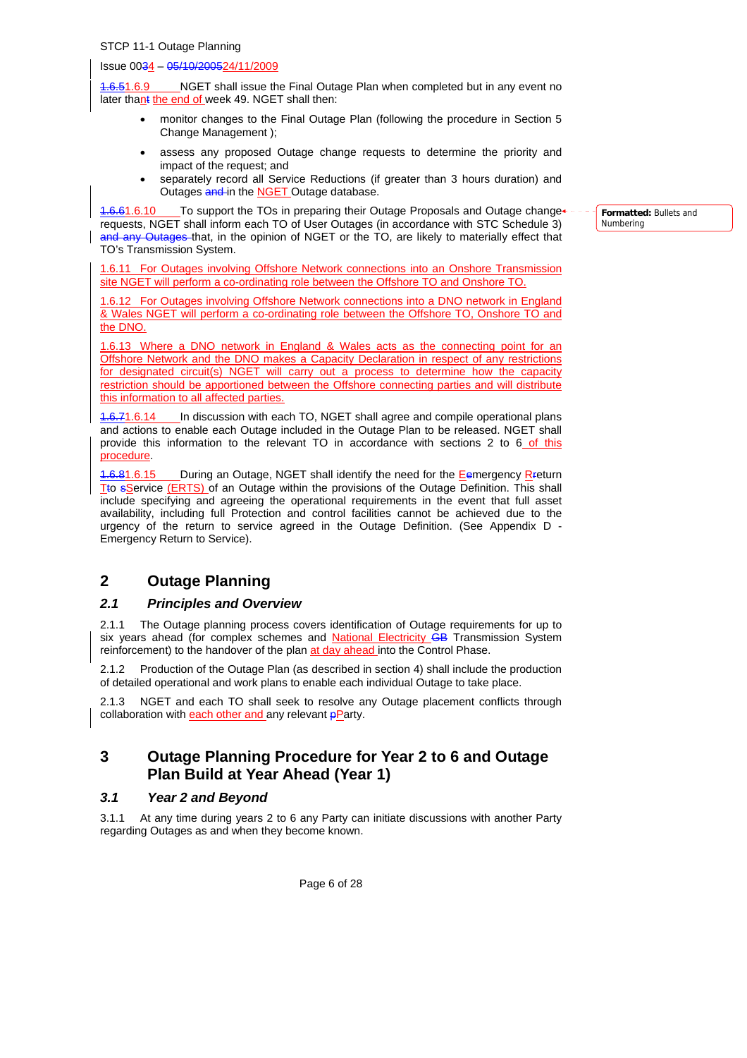1.6.51.6.9 NGET shall issue the Final Outage Plan when completed but in any event no later thant the end of week 49. NGET shall then:

- monitor changes to the Final Outage Plan (following the procedure in Section 5 Change Management );
- assess any proposed Outage change requests to determine the priority and impact of the request; and
- separately record all Service Reductions (if greater than 3 hours duration) and Outages and in the NGET Outage database.

1.6.61.6.10 To support the TOs in preparing their Outage Proposals and Outage change requests, NGET shall inform each TO of User Outages (in accordance with STC Schedule 3) and any Outages that, in the opinion of NGET or the TO, are likely to materially effect that TO's Transmission System.

1.6.11 For Outages involving Offshore Network connections into an Onshore Transmission site NGET will perform a co-ordinating role between the Offshore TO and Onshore TO.

1.6.12 For Outages involving Offshore Network connections into a DNO network in England & Wales NGET will perform a co-ordinating role between the Offshore TO, Onshore TO and the DNO.

1.6.13 Where a DNO network in England & Wales acts as the connecting point for an Offshore Network and the DNO makes a Capacity Declaration in respect of any restrictions for designated circuit(s) NGET will carry out a process to determine how the capacity restriction should be apportioned between the Offshore connecting parties and will distribute this information to all affected parties.

1.6.71.6.14 In discussion with each TO, NGET shall agree and compile operational plans and actions to enable each Outage included in the Outage Plan to be released. NGET shall provide this information to the relevant TO in accordance with sections 2 to 6 of this procedure.

1.6.81.6.15 During an Outage, NGET shall identify the need for the Eemergency Rreturn Tto sService (ERTS) of an Outage within the provisions of the Outage Definition. This shall include specifying and agreeing the operational requirements in the event that full asset availability, including full Protection and control facilities cannot be achieved due to the urgency of the return to service agreed in the Outage Definition. (See Appendix D - Emergency Return to Service).

# 2 Outage Planning

## *2.1 Principles and Overview*

2.1.1 The Outage planning process covers identification of Outage requirements for up to six years ahead (for complex schemes and National Electricity GB Transmission System reinforcement) to the handover of the plan at day ahead into the Control Phase.

2.1.2 Production of the Outage Plan (as described in section 4) shall include the production of detailed operational and work plans to enable each individual Outage to take place.

2.1.3 NGET and each TO shall seek to resolve any Outage placement conflicts through collaboration with each other and any relevant pParty.

# 3 Outage Planning Procedure for Year 2 to 6 and Outage Plan Build at Year Ahead (Year 1)

## *3.1 Year 2 and Beyond*

3.1.1 At any time during years 2 to 6 any Party can initiate discussions with another Party regarding Outages as and when they become known.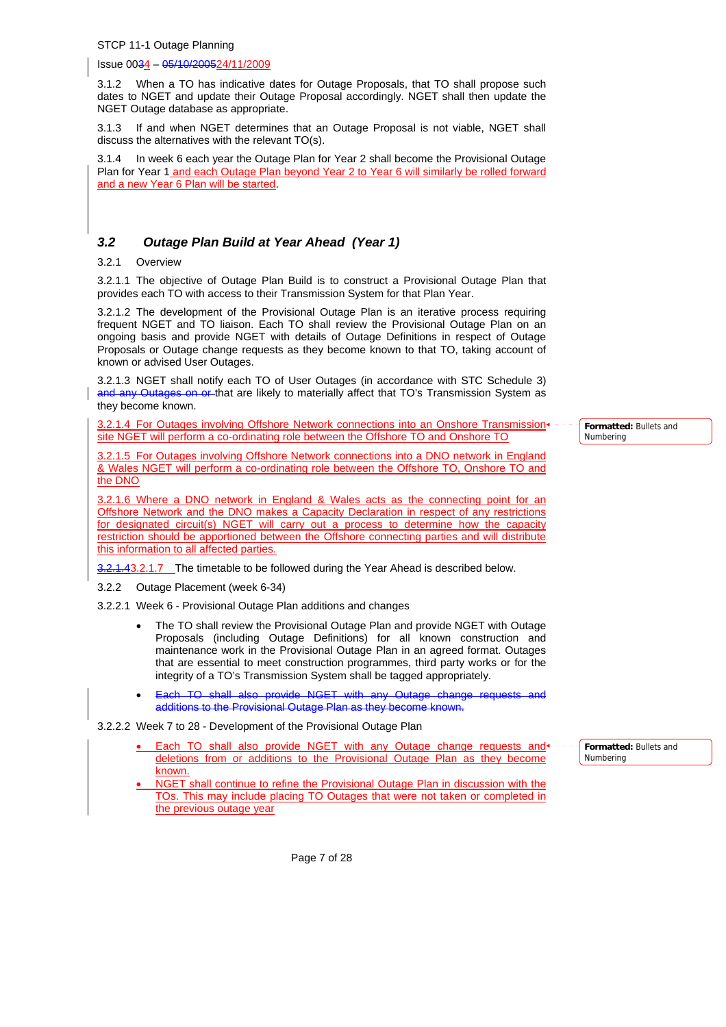3.1.2 When a TO has indicative dates for Outage Proposals, that TO shall propose such dates to NGET and update their Outage Proposal accordingly. NGET shall then update the NGET Outage database as appropriate.

3.1.3 If and when NGET determines that an Outage Proposal is not viable, NGET shall discuss the alternatives with the relevant TO(s).

3.1.4 In week 6 each year the Outage Plan for Year 2 shall become the Provisional Outage Plan for Year 1 and each Outage Plan beyond Year 2 to Year 6 will similarly be rolled forward and a new Year 6 Plan will be started.

### *3.2 Outage Plan Build at Year Ahead (Year 1)*

3.2.1 Overview

3.2.1.1 The objective of Outage Plan Build is to construct a Provisional Outage Plan that provides each TO with access to their Transmission System for that Plan Year.

3.2.1.2 The development of the Provisional Outage Plan is an iterative process requiring frequent NGET and TO liaison. Each TO shall review the Provisional Outage Plan on an ongoing basis and provide NGET with details of Outage Definitions in respect of Outage Proposals or Outage change requests as they become known to that TO, taking account of known or advised User Outages.

3.2.1.3 NGET shall notify each TO of User Outages (in accordance with STC Schedule 3) ~~and any Outages on or~~ that are likely to materially affect that TO's Transmission System as they become known.

3.2.1.4 For Outages involving Offshore Network connections into an Onshore Transmission site NGET will perform a co-ordinating role between the Offshore TO and Onshore TO

3.2.1.5 For Outages involving Offshore Network connections into a DNO network in England & Wales NGET will perform a co-ordinating role between the Offshore TO, Onshore TO and the DNO

3.2.1.6 Where a DNO network in England & Wales acts as the connecting point for an Offshore Network and the DNO makes a Capacity Declaration in respect of any restrictions for designated circuit(s) NGET will carry out a process to determine how the capacity restriction should be apportioned between the Offshore connecting parties and will distribute this information to all affected parties.

~~3.2.1.4~~3.2.1.7 The timetable to be followed during the Year Ahead is described below.

3.2.2 Outage Placement (week 6-34)

3.2.2.1 Week 6 - Provisional Outage Plan additions and changes

- The TO shall review the Provisional Outage Plan and provide NGET with Outage Proposals (including Outage Definitions) for all known construction and maintenance work in the Provisional Outage Plan in an agreed format. Outages that are essential to meet construction programmes, third party works or for the integrity of a TO's Transmission System shall be tagged appropriately.
- ~~Each TO shall also provide NGET with any Outage change requests and additions to the Provisional Outage Plan as they become known.~~

3.2.2.2 Week 7 to 28 - Development of the Provisional Outage Plan

- Each TO shall also provide NGET with any Outage change requests and deletions from or additions to the Provisional Outage Plan as they become known.
- NGET shall continue to refine the Provisional Outage Plan in discussion with the TOs. This may include placing TO Outages that were not taken or completed in the previous outage year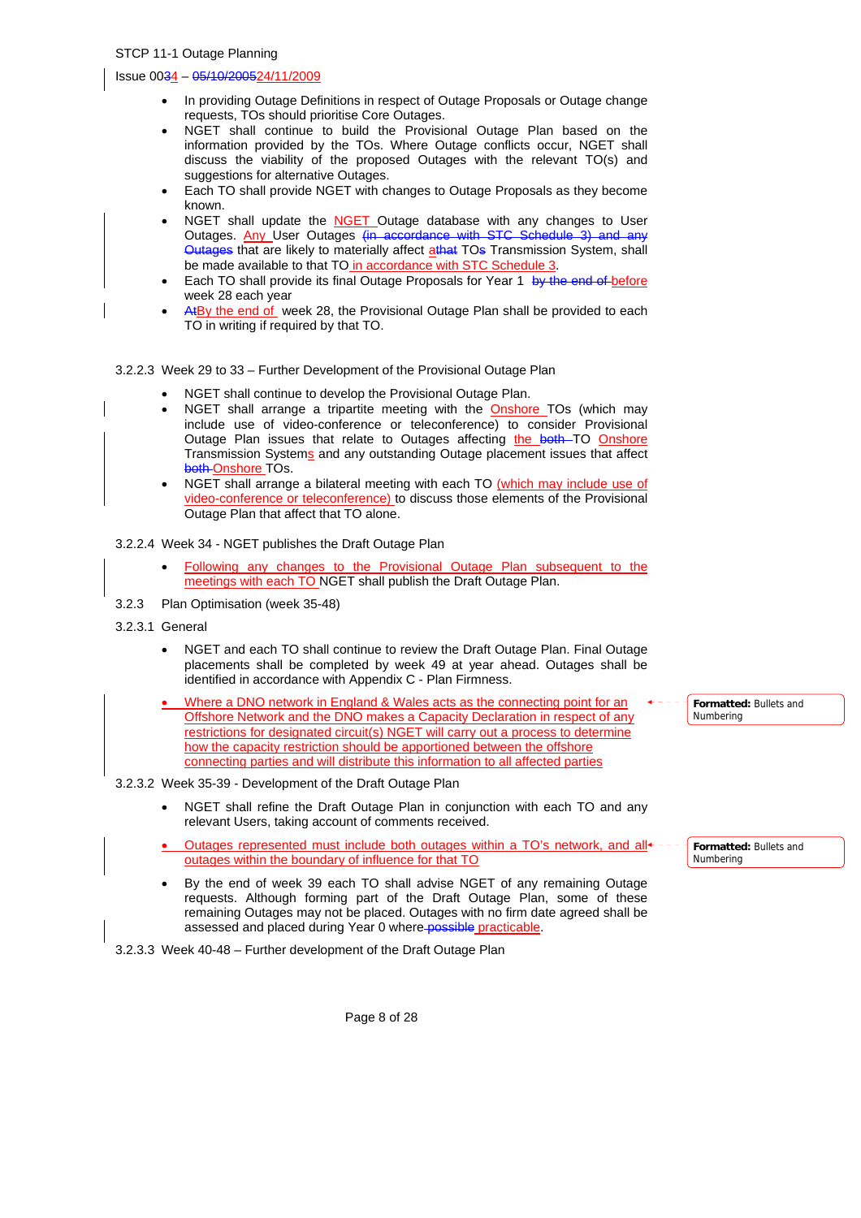- In providing Outage Definitions in respect of Outage Proposals or Outage change requests, TOs should prioritise Core Outages.
- NGET shall continue to build the Provisional Outage Plan based on the information provided by the TOs. Where Outage conflicts occur, NGET shall discuss the viability of the proposed Outages with the relevant TO(s) and suggestions for alternative Outages.
- Each TO shall provide NGET with changes to Outage Proposals as they become known.
- NGET shall update the NGET Outage database with any changes to User Outages. Any User Outages ~~(in accordance with STC Schedule 3) and any Outages~~ that are likely to materially affect a~~that~~ TO~~s~~ Transmission System, shall be made available to that TO in accordance with STC Schedule 3.
- Each TO shall provide its final Outage Proposals for Year 1 ~~by the end of~~ before week 28 each year
- ~~At~~By the end of week 28, the Provisional Outage Plan shall be provided to each TO in writing if required by that TO.

3.2.2.3 Week 29 to 33 – Further Development of the Provisional Outage Plan

- NGET shall continue to develop the Provisional Outage Plan.
- NGET shall arrange a tripartite meeting with the Onshore TOs (which may include use of video-conference or teleconference) to consider Provisional Outage Plan issues that relate to Outages affecting the ~~both~~ TO Onshore Transmission Systems and any outstanding Outage placement issues that affect ~~both~~ Onshore TOs.
- NGET shall arrange a bilateral meeting with each TO (which may include use of video-conference or teleconference) to discuss those elements of the Provisional Outage Plan that affect that TO alone.

3.2.2.4 Week 34 - NGET publishes the Draft Outage Plan

- Following any changes to the Provisional Outage Plan subsequent to the meetings with each TO NGET shall publish the Draft Outage Plan.

3.2.3 Plan Optimisation (week 35-48)

3.2.3.1 General

- NGET and each TO shall continue to review the Draft Outage Plan. Final Outage placements shall be completed by week 49 at year ahead. Outages shall be identified in accordance with Appendix C - Plan Firmness.
- Where a DNO network in England & Wales acts as the connecting point for an Offshore Network and the DNO makes a Capacity Declaration in respect of any restrictions for designated circuit(s) NGET will carry out a process to determine how the capacity restriction should be apportioned between the offshore connecting parties and will distribute this information to all affected parties

3.2.3.2 Week 35-39 - Development of the Draft Outage Plan

- NGET shall refine the Draft Outage Plan in conjunction with each TO and any relevant Users, taking account of comments received.
- Outages represented must include both outages within a TO's network, and all outages within the boundary of influence for that TO
- By the end of week 39 each TO shall advise NGET of any remaining Outage requests. Although forming part of the Draft Outage Plan, some of these remaining Outages may not be placed. Outages with no firm date agreed shall be assessed and placed during Year 0 where ~~possible~~ practicable.

3.2.3.3 Week 40-48 – Further development of the Draft Outage Plan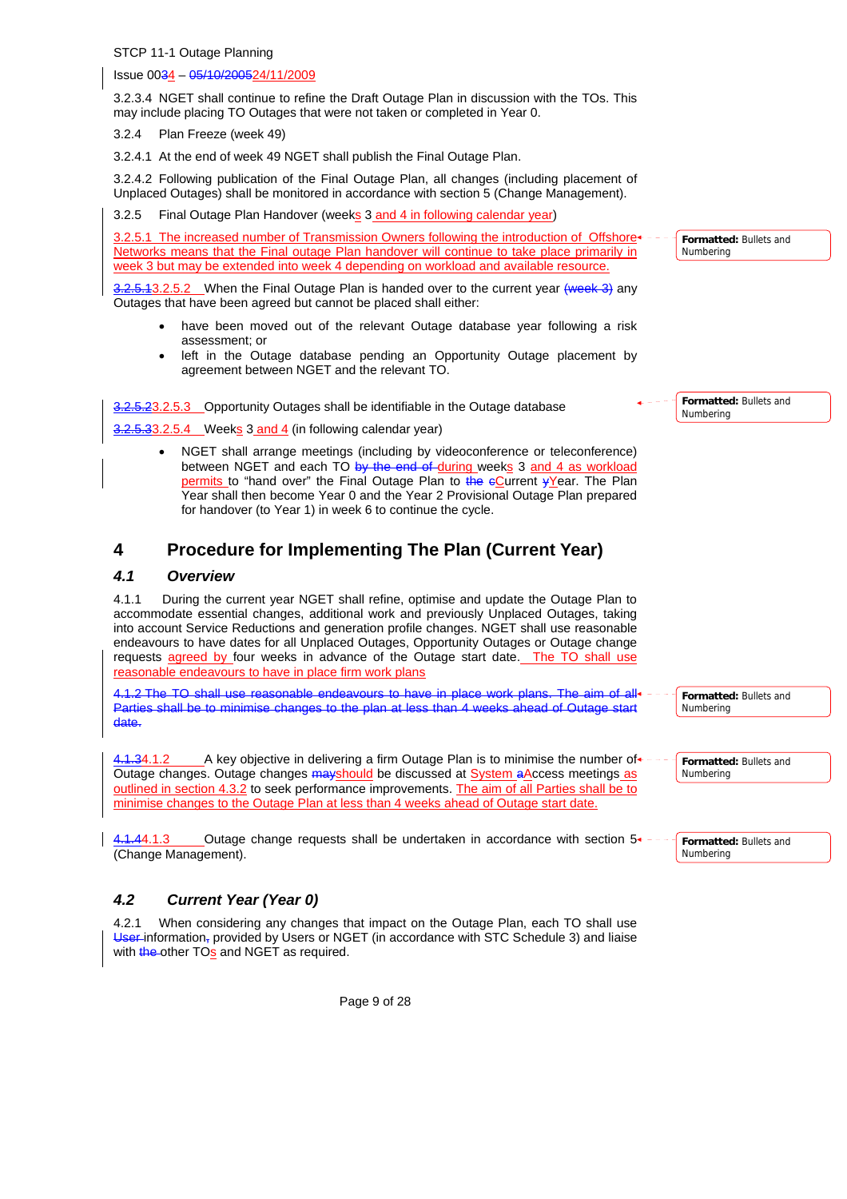3.2.3.4 NGET shall continue to refine the Draft Outage Plan in discussion with the TOs. This may include placing TO Outages that were not taken or completed in Year 0.

3.2.4 Plan Freeze (week 49)

3.2.4.1 At the end of week 49 NGET shall publish the Final Outage Plan.

3.2.4.2 Following publication of the Final Outage Plan, all changes (including placement of Unplaced Outages) shall be monitored in accordance with section 5 (Change Management).

3.2.5 Final Outage Plan Handover (weeks 3 and 4 in following calendar year)

3.2.5.1 The increased number of Transmission Owners following the introduction of Offshore Networks means that the Final outage Plan handover will continue to take place primarily in week 3 but may be extended into week 4 depending on workload and available resource.

3.2.5.2 When the Final Outage Plan is handed over to the current year any Outages that have been agreed but cannot be placed shall either:

- have been moved out of the relevant Outage database year following a risk assessment; or
- left in the Outage database pending an Opportunity Outage placement by agreement between NGET and the relevant TO.

3.2.5.3 Opportunity Outages shall be identifiable in the Outage database

3.2.5.4 Weeks 3 and 4 (in following calendar year)

- NGET shall arrange meetings (including by videoconference or teleconference) between NGET and each TO during weeks 3 and 4 as workload permits to "hand over" the Final Outage Plan to Current Year. The Plan Year shall then become Year 0 and the Year 2 Provisional Outage Plan prepared for handover (to Year 1) in week 6 to continue the cycle.

# 4 Procedure for Implementing The Plan (Current Year)

## *4.1 Overview*

4.1.1 During the current year NGET shall refine, optimise and update the Outage Plan to accommodate essential changes, additional work and previously Unplaced Outages, taking into account Service Reductions and generation profile changes. NGET shall use reasonable endeavours to have dates for all Unplaced Outages, Opportunity Outages or Outage change requests agreed by four weeks in advance of the Outage start date. The TO shall use reasonable endeavours to have in place firm work plans

4.1.2 A key objective in delivering a firm Outage Plan is to minimise the number of Outage changes. Outage changes should be discussed at System Access meetings as outlined in section 4.3.2 to seek performance improvements. The aim of all Parties shall be to minimise changes to the Outage Plan at less than 4 weeks ahead of Outage start date.

4.1.3 Outage change requests shall be undertaken in accordance with section 5 (Change Management).

## *4.2 Current Year (Year 0)*

4.2.1 When considering any changes that impact on the Outage Plan, each TO shall use information provided by Users or NGET (in accordance with STC Schedule 3) and liaise with other TOs and NGET as required.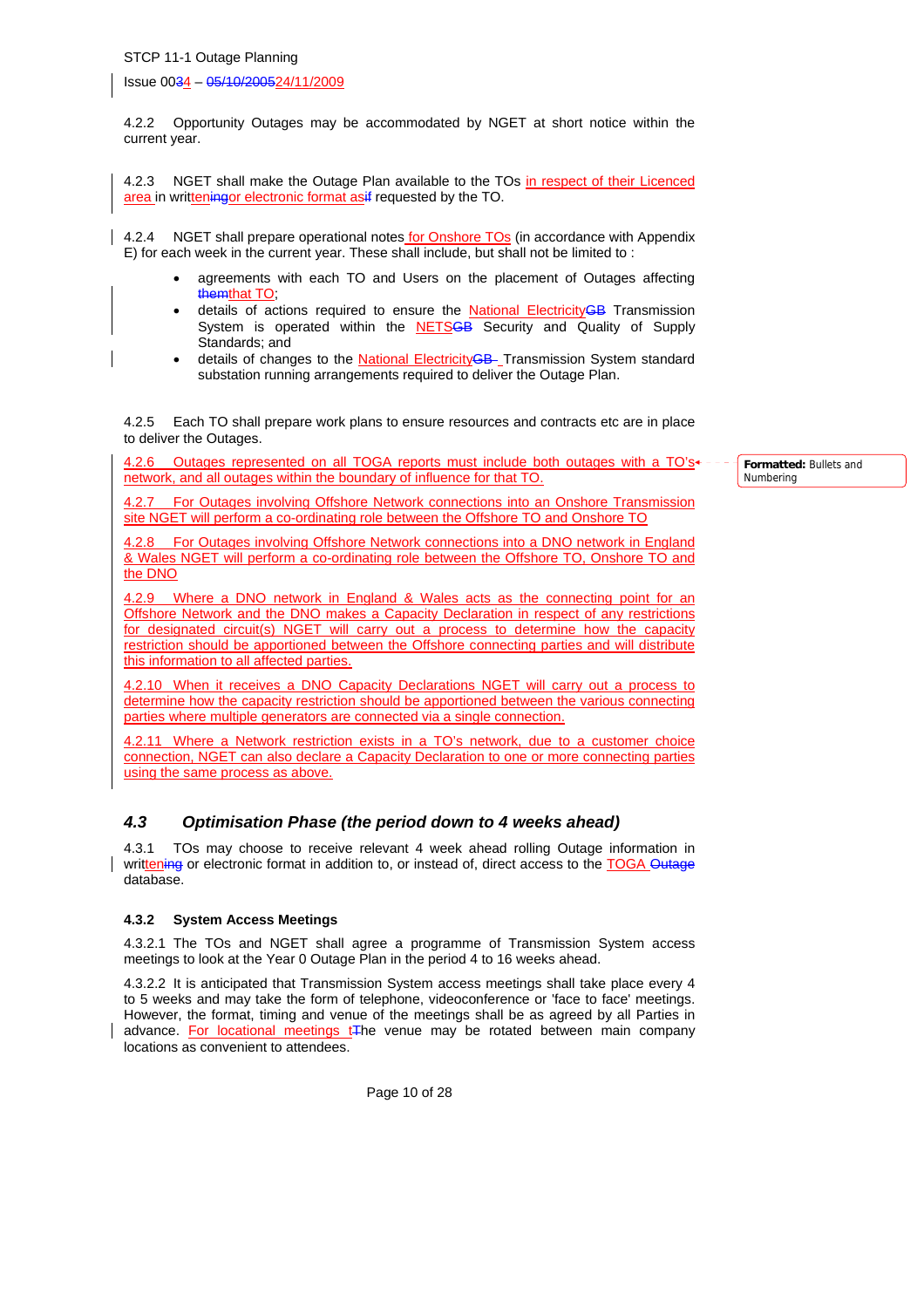4.2.2 Opportunity Outages may be accommodated by NGET at short notice within the current year.

4.2.3 NGET shall make the Outage Plan available to the TOs in respect of their Licenced area in writtening or electronic format asif requested by the TO.

4.2.4 NGET shall prepare operational notes for Onshore TOs (in accordance with Appendix E) for each week in the current year. These shall include, but shall not be limited to :

- agreements with each TO and Users on the placement of Outages affecting themthat TO;
- details of actions required to ensure the National ElectricityGB Transmission System is operated within the NETSGB Security and Quality of Supply Standards; and
- details of changes to the National ElectricityGB Transmission System standard substation running arrangements required to deliver the Outage Plan.

4.2.5 Each TO shall prepare work plans to ensure resources and contracts etc are in place to deliver the Outages.

4.2.6 Outages represented on all TOGA reports must include both outages with a TO's network, and all outages within the boundary of influence for that TO.

4.2.7 For Outages involving Offshore Network connections into an Onshore Transmission site NGET will perform a co-ordinating role between the Offshore TO and Onshore TO

4.2.8 For Outages involving Offshore Network connections into a DNO network in England & Wales NGET will perform a co-ordinating role between the Offshore TO, Onshore TO and the DNO

4.2.9 Where a DNO network in England & Wales acts as the connecting point for an Offshore Network and the DNO makes a Capacity Declaration in respect of any restrictions for designated circuit(s) NGET will carry out a process to determine how the capacity restriction should be apportioned between the Offshore connecting parties and will distribute this information to all affected parties.

4.2.10 When it receives a DNO Capacity Declarations NGET will carry out a process to determine how the capacity restriction should be apportioned between the various connecting parties where multiple generators are connected via a single connection.

4.2.11 Where a Network restriction exists in a TO's network, due to a customer choice connection, NGET can also declare a Capacity Declaration to one or more connecting parties using the same process as above.

Formatted: Bullets and Numbering

### *4.3 Optimisation Phase (the period down to 4 weeks ahead)*

4.3.1 TOs may choose to receive relevant 4 week ahead rolling Outage information in writtening or electronic format in addition to, or instead of, direct access to the TOGA Outage database.

#### 4.3.2 System Access Meetings

4.3.2.1 The TOs and NGET shall agree a programme of Transmission System access meetings to look at the Year 0 Outage Plan in the period 4 to 16 weeks ahead.

4.3.2.2 It is anticipated that Transmission System access meetings shall take place every 4 to 5 weeks and may take the form of telephone, videoconference or 'face to face' meetings. However, the format, timing and venue of the meetings shall be as agreed by all Parties in advance. For locational meetings tThe venue may be rotated between main company locations as convenient to attendees.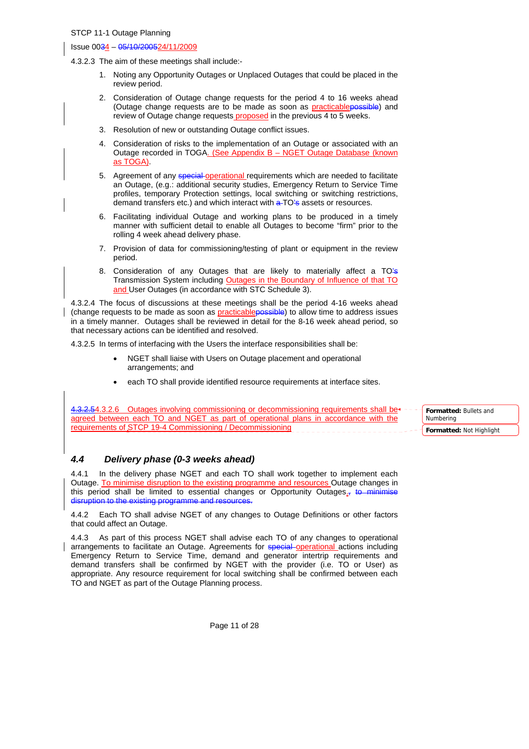4.3.2.3 The aim of these meetings shall include:-

1. Noting any Opportunity Outages or Unplaced Outages that could be placed in the review period.
2. Consideration of Outage change requests for the period 4 to 16 weeks ahead (Outage change requests are to be made as soon as practicable~~possible~~) and review of Outage change requests proposed in the previous 4 to 5 weeks.
3. Resolution of new or outstanding Outage conflict issues.
4. Consideration of risks to the implementation of an Outage or associated with an Outage recorded in TOGA. (See Appendix B – NGET Outage Database (known as TOGA).
5. Agreement of any ~~special~~ operational requirements which are needed to facilitate an Outage, (e.g.: additional security studies, Emergency Return to Service Time profiles, temporary Protection settings, local switching or switching restrictions, demand transfers etc.) and which interact with ~~a~~ TO's assets or resources.
6. Facilitating individual Outage and working plans to be produced in a timely manner with sufficient detail to enable all Outages to become "firm" prior to the rolling 4 week ahead delivery phase.
7. Provision of data for commissioning/testing of plant or equipment in the review period.
8. Consideration of any Outages that are likely to materially affect a TO's Transmission System including Outages in the Boundary of Influence of that TO and User Outages (in accordance with STC Schedule 3).

4.3.2.4 The focus of discussions at these meetings shall be the period 4-16 weeks ahead (change requests to be made as soon as practicable~~possible~~) to allow time to address issues in a timely manner. Outages shall be reviewed in detail for the 8-16 week ahead period, so that necessary actions can be identified and resolved.

4.3.2.5 In terms of interfacing with the Users the interface responsibilities shall be:

- NGET shall liaise with Users on Outage placement and operational arrangements; and
- each TO shall provide identified resource requirements at interface sites.

~~4.3.2.5~~4.3.2.6 Outages involving commissioning or decommissioning requirements shall be agreed between each TO and NGET as part of operational plans in accordance with the requirements of STCP 19-4 Commissioning / Decommissioning

### 4.4 *Delivery phase (0-3 weeks ahead)*

4.4.1 In the delivery phase NGET and each TO shall work together to implement each Outage. To minimise disruption to the existing programme and resources Outage changes in this period shall be limited to essential changes or Opportunity Outages.~~, to minimise disruption to the existing programme and resources.~~

4.4.2 Each TO shall advise NGET of any changes to Outage Definitions or other factors that could affect an Outage.

4.4.3 As part of this process NGET shall advise each TO of any changes to operational arrangements to facilitate an Outage. Agreements for ~~special~~ operational actions including Emergency Return to Service Time, demand and generator intertrip requirements and demand transfers shall be confirmed by NGET with the provider (i.e. TO or User) as appropriate. Any resource requirement for local switching shall be confirmed between each TO and NGET as part of the Outage Planning process.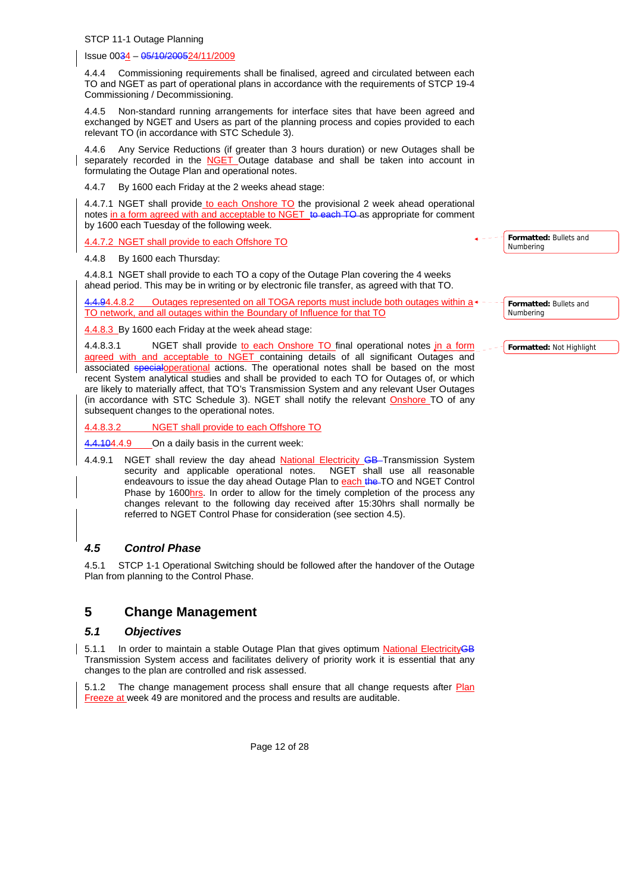4.4.4 Commissioning requirements shall be finalised, agreed and circulated between each TO and NGET as part of operational plans in accordance with the requirements of STCP 19-4 Commissioning / Decommissioning.

4.4.5 Non-standard running arrangements for interface sites that have been agreed and exchanged by NGET and Users as part of the planning process and copies provided to each relevant TO (in accordance with STC Schedule 3).

4.4.6 Any Service Reductions (if greater than 3 hours duration) or new Outages shall be separately recorded in the NGET Outage database and shall be taken into account in formulating the Outage Plan and operational notes.

4.4.7 By 1600 each Friday at the 2 weeks ahead stage:

4.4.7.1 NGET shall provide to each Onshore TO the provisional 2 week ahead operational notes in a form agreed with and acceptable to NGET ~~to each TO~~ as appropriate for comment by 1600 each Tuesday of the following week.

4.4.7.2 NGET shall provide to each Offshore TO

4.4.8 By 1600 each Thursday:

4.4.8.1 NGET shall provide to each TO a copy of the Outage Plan covering the 4 weeks ahead period. This may be in writing or by electronic file transfer, as agreed with that TO.

~~4.4.9~~4.4.8.2 Outages represented on all TOGA reports must include both outages within a TO network, and all outages within the Boundary of Influence for that TO

4.4.8.3 By 1600 each Friday at the week ahead stage:

4.4.8.3.1 NGET shall provide to each Onshore TO final operational notes in a form agreed with and acceptable to NGET containing details of all significant Outages and associated ~~special~~operational actions. The operational notes shall be based on the most recent System analytical studies and shall be provided to each TO for Outages of, or which are likely to materially affect, that TO's Transmission System and any relevant User Outages (in accordance with STC Schedule 3). NGET shall notify the relevant Onshore TO of any subsequent changes to the operational notes.

4.4.8.3.2 NGET shall provide to each Offshore TO

~~4.4.10~~4.4.9 On a daily basis in the current week:

4.4.9.1 NGET shall review the day ahead National Electricity ~~GB~~ Transmission System security and applicable operational notes. NGET shall use all reasonable endeavours to issue the day ahead Outage Plan to each ~~the~~ TO and NGET Control Phase by 1600hrs. In order to allow for the timely completion of the process any changes relevant to the following day received after 15:30hrs shall normally be referred to NGET Control Phase for consideration (see section 4.5).

### *4.5 Control Phase*

4.5.1 STCP 1-1 Operational Switching should be followed after the handover of the Outage Plan from planning to the Control Phase.

## 5 Change Management

### *5.1 Objectives*

5.1.1 In order to maintain a stable Outage Plan that gives optimum National Electricity~~GB~~ Transmission System access and facilitates delivery of priority work it is essential that any changes to the plan are controlled and risk assessed.

5.1.2 The change management process shall ensure that all change requests after Plan Freeze at week 49 are monitored and the process and results are auditable.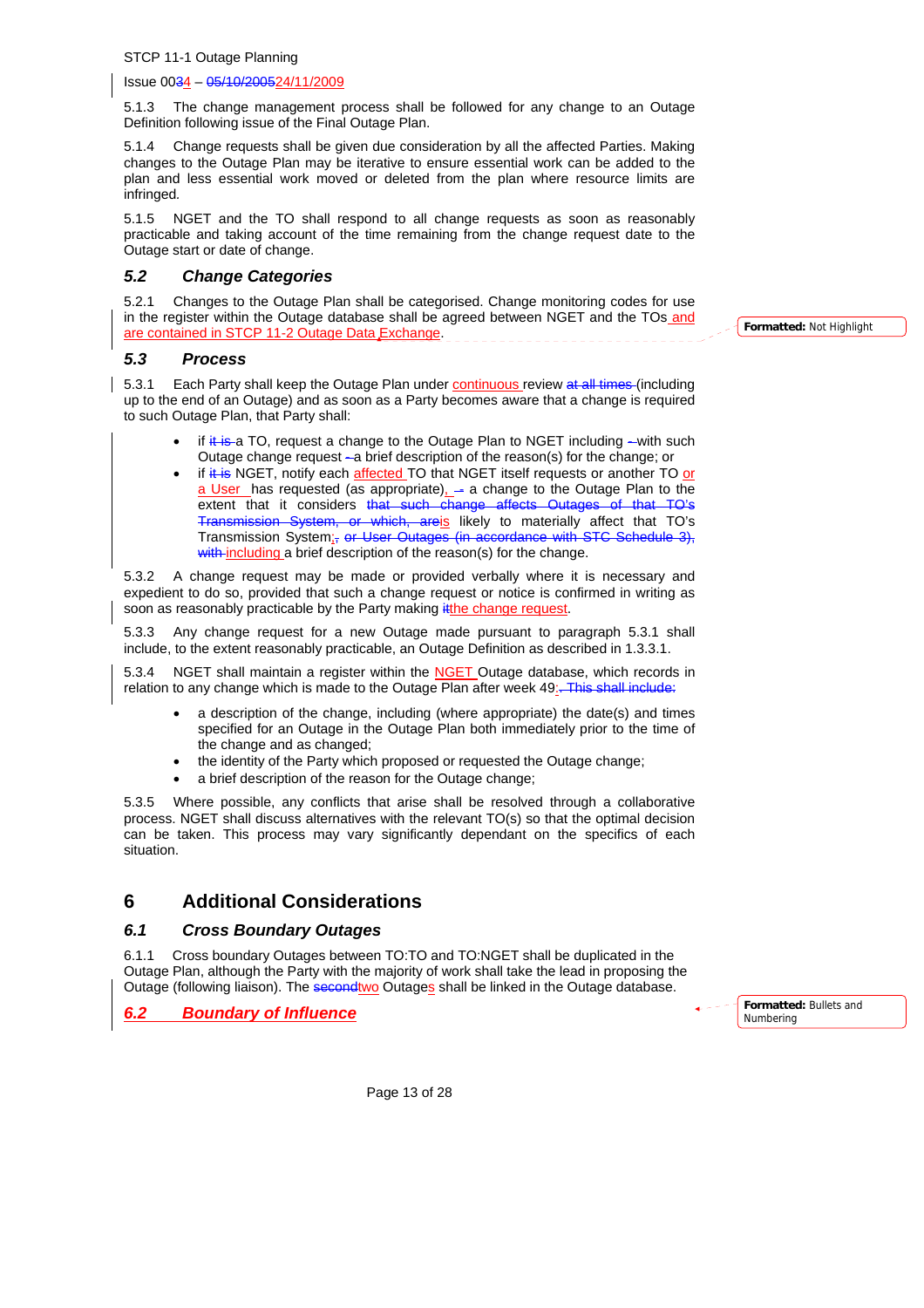5.1.3 The change management process shall be followed for any change to an Outage Definition following issue of the Final Outage Plan.

5.1.4 Change requests shall be given due consideration by all the affected Parties. Making changes to the Outage Plan may be iterative to ensure essential work can be added to the plan and less essential work moved or deleted from the plan where resource limits are infringed.

5.1.5 NGET and the TO shall respond to all change requests as soon as reasonably practicable and taking account of the time remaining from the change request date to the Outage start or date of change.

## *5.2 Change Categories*

5.2.1 Changes to the Outage Plan shall be categorised. Change monitoring codes for use in the register within the Outage database shall be agreed between NGET and the TOs and are contained in STCP 11-2 Outage Data Exchange.

## *5.3 Process*

5.3.1 Each Party shall keep the Outage Plan under continuous review (including up to the end of an Outage) and as soon as a Party becomes aware that a change is required to such Outage Plan, that Party shall:

- if a TO, request a change to the Outage Plan to NGET including with such Outage change request a brief description of the reason(s) for the change; or
- if NGET, notify each affected TO that NGET itself requests or another TO or a User has requested (as appropriate), a change to the Outage Plan to the extent that it considers is likely to materially affect that TO's Transmission System; including a brief description of the reason(s) for the change.

5.3.2 A change request may be made or provided verbally where it is necessary and expedient to do so, provided that such a change request or notice is confirmed in writing as soon as reasonably practicable by the Party making the change request.

5.3.3 Any change request for a new Outage made pursuant to paragraph 5.3.1 shall include, to the extent reasonably practicable, an Outage Definition as described in 1.3.3.1.

5.3.4 NGET shall maintain a register within the NGET Outage database, which records in relation to any change which is made to the Outage Plan after week 49:

- a description of the change, including (where appropriate) the date(s) and times specified for an Outage in the Outage Plan both immediately prior to the time of the change and as changed;
- the identity of the Party which proposed or requested the Outage change;
- a brief description of the reason for the Outage change;

5.3.5 Where possible, any conflicts that arise shall be resolved through a collaborative process. NGET shall discuss alternatives with the relevant TO(s) so that the optimal decision can be taken. This process may vary significantly dependant on the specifics of each situation.

# 6 Additional Considerations

## *6.1 Cross Boundary Outages*

6.1.1 Cross boundary Outages between TO:TO and TO:NGET shall be duplicated in the Outage Plan, although the Party with the majority of work shall take the lead in proposing the Outage (following liaison). The two Outages shall be linked in the Outage database.

## *6.2 Boundary of Influence*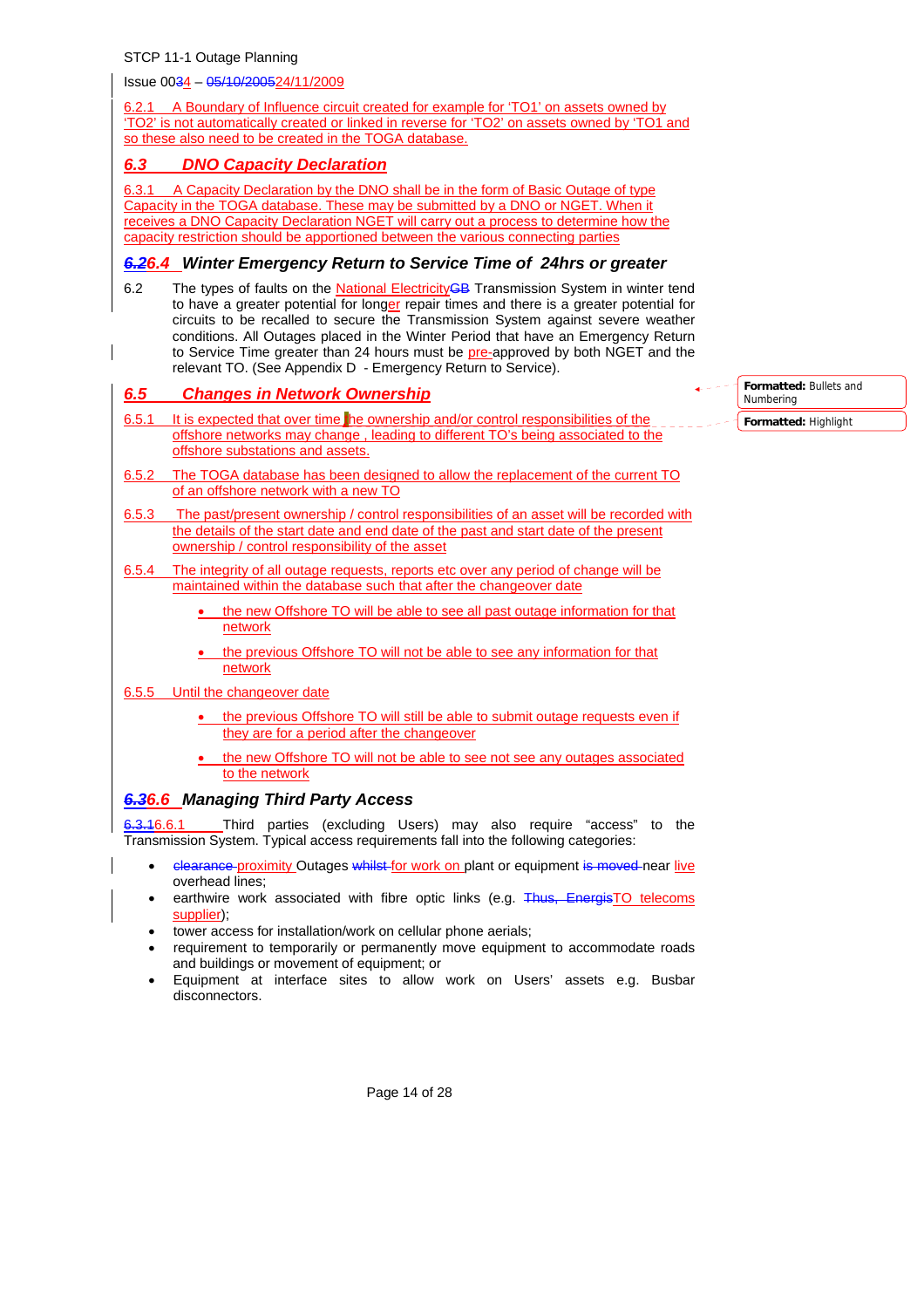Issue 0034 – 05/10/200524/11/2009

6.2.1 A Boundary of Influence circuit created for example for 'TO1' on assets owned by 'TO2' is not automatically created or linked in reverse for 'TO2' on assets owned by 'TO1 and so these also need to be created in the TOGA database.

### 6.3 DNO Capacity Declaration

6.3.1 A Capacity Declaration by the DNO shall be in the form of Basic Outage of type Capacity in the TOGA database. These may be submitted by a DNO or NGET. When it receives a DNO Capacity Declaration NGET will carry out a process to determine how the capacity restriction should be apportioned between the various connecting parties

### 6.26.4 Winter Emergency Return to Service Time of 24hrs or greater

6.2 The types of faults on the National ElectricityGB Transmission System in winter tend to have a greater potential for longer repair times and there is a greater potential for circuits to be recalled to secure the Transmission System against severe weather conditions. All Outages placed in the Winter Period that have an Emergency Return to Service Time greater than 24 hours must be pre-approved by both NGET and the relevant TO. (See Appendix D - Emergency Return to Service).

### 6.5 Changes in Network Ownership

6.5.1 It is expected that over time the ownership and/or control responsibilities of the offshore networks may change , leading to different TO's being associated to the offshore substations and assets.

6.5.2 The TOGA database has been designed to allow the replacement of the current TO of an offshore network with a new TO

6.5.3 The past/present ownership / control responsibilities of an asset will be recorded with the details of the start date and end date of the past and start date of the present ownership / control responsibility of the asset

6.5.4 The integrity of all outage requests, reports etc over any period of change will be maintained within the database such that after the changeover date

- the new Offshore TO will be able to see all past outage information for that network
- the previous Offshore TO will not be able to see any information for that network

6.5.5 Until the changeover date

- the previous Offshore TO will still be able to submit outage requests even if they are for a period after the changeover
- the new Offshore TO will not be able to see not see any outages associated to the network

### 6.36.6 Managing Third Party Access

6.3.16.6.1 Third parties (excluding Users) may also require "access" to the Transmission System. Typical access requirements fall into the following categories:

- clearance proximity Outages whilst for work on plant or equipment is moved near live overhead lines;
- earthwire work associated with fibre optic links (e.g. Thus, EnergisTO telecoms supplier);
- tower access for installation/work on cellular phone aerials;
- requirement to temporarily or permanently move equipment to accommodate roads and buildings or movement of equipment; or
- Equipment at interface sites to allow work on Users' assets e.g. Busbar disconnectors.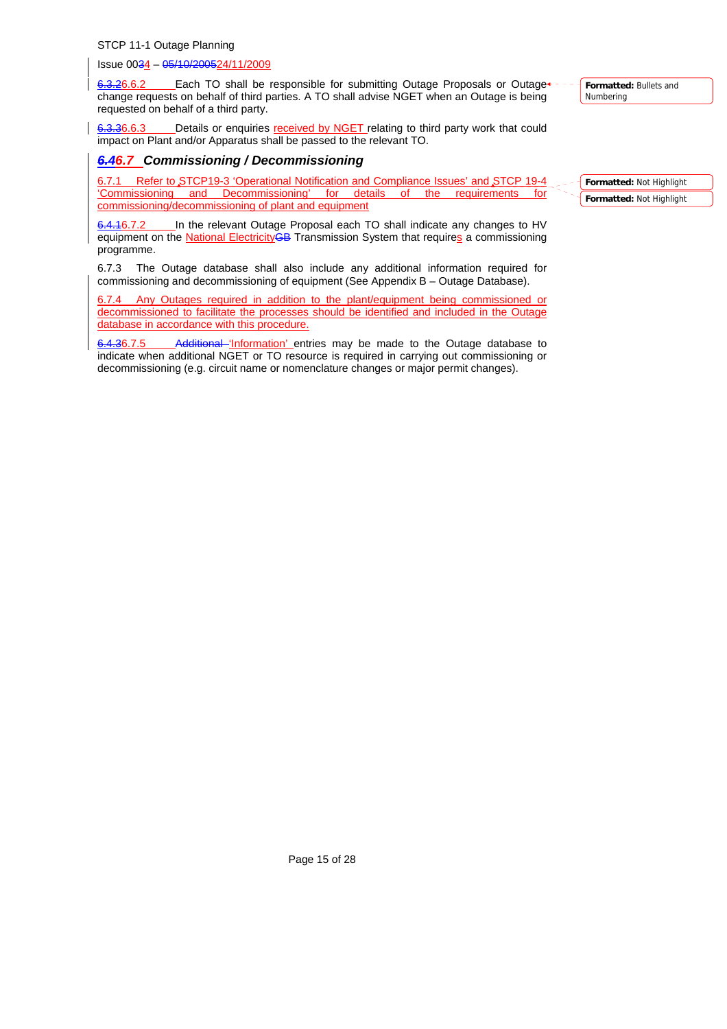6.3.26.6.2 Each TO shall be responsible for submitting Outage Proposals or Outage change requests on behalf of third parties. A TO shall advise NGET when an Outage is being requested on behalf of a third party.

6.3.36.6.3 Details or enquiries received by NGET relating to third party work that could impact on Plant and/or Apparatus shall be passed to the relevant TO.

### *6.46.7 Commissioning / Decommissioning*

6.7.1 Refer to STCP19-3 'Operational Notification and Compliance Issues' and STCP 19-4 'Commissioning and Decommissioning' for details of the requirements for commissioning/decommissioning of plant and equipment

6.4.16.7.2 In the relevant Outage Proposal each TO shall indicate any changes to HV equipment on the National ElectricityGB Transmission System that requires a commissioning programme.

6.7.3 The Outage database shall also include any additional information required for commissioning and decommissioning of equipment (See Appendix B – Outage Database).

6.7.4 Any Outages required in addition to the plant/equipment being commissioned or decommissioned to facilitate the processes should be identified and included in the Outage database in accordance with this procedure.

6.4.36.7.5 Additional 'Information' entries may be made to the Outage database to indicate when additional NGET or TO resource is required in carrying out commissioning or decommissioning (e.g. circuit name or nomenclature changes or major permit changes).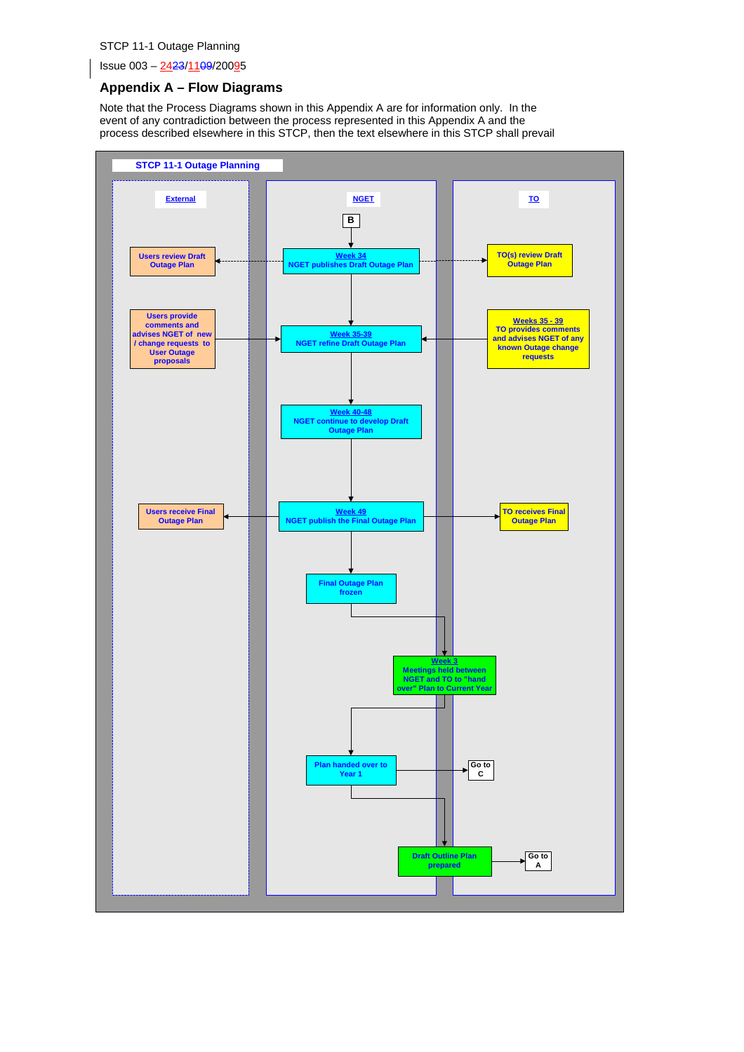Issue 003 – 24/11/2005

## Appendix A – Flow Diagrams

Note that the Process Diagrams shown in this Appendix A are for information only. In the event of any contradiction between the process represented in this Appendix A and the process described elsewhere in this STCP, then the text elsewhere in this STCP shall prevail

**STCP 11-1 Outage Planning**

| External | NGET | TO |
|---|---|---|
| | B | |
| Users review Draft Outage Plan | Week 34 NGET publishes Draft Outage Plan | TO(s) review Draft Outage Plan |
| Users provide comments and advises NGET of new / change requests to User Outage proposals | Week 35-39 NGET refine Draft Outage Plan | Weeks 35 - 39 TO provides comments and advises NGET of any known Outage change requests |
| | Week 40-48 NGET continue to develop Draft Outage Plan | |
| Users receive Final Outage Plan | Week 49 NGET publish the Final Outage Plan | TO receives Final Outage Plan |
| | Final Outage Plan frozen | |
| | Week 3 Meetings held between NGET and TO to "hand over" Plan to Current Year | |
| | Plan handed over to Year 1 | Go to C |
| | Draft Outline Plan prepared | Go to A |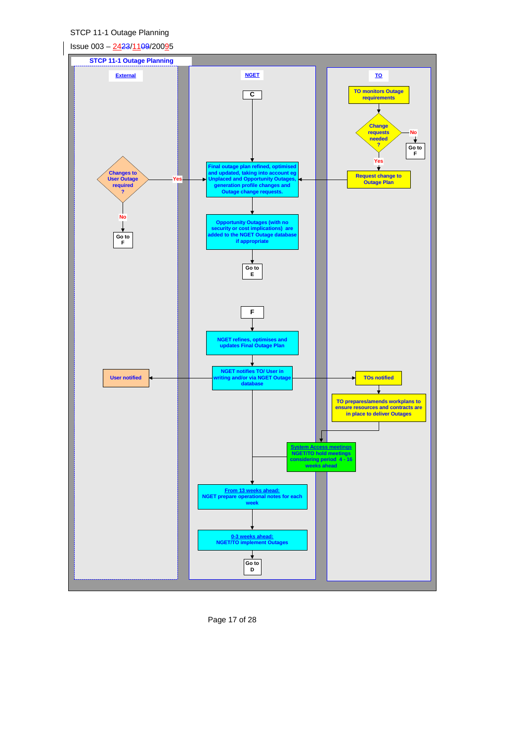STCP 11-1 Outage Planning

Issue 003 – 2423/1109/20095

**STCP 11-1 Outage Planning**

| External | NGET | TO |
|---|---|---|
| | **C** | TO monitors Outage requirements |
| | | Change requests needed ? — No: Go to F; Yes: Request change to Outage Plan |
| Changes to User Outage required ? — Yes: to NGET; No: Go to F | Final outage plan refined, optimised and updated, taking into account eg Unplaced and Opportunity Outages, generation profile changes and Outage change requests. | |
| | Opportunity Outages (with no security or cost implications) are added to the NGET Outage database if appropriate | |
| | Go to E | |
| | **F** | |
| | NGET refines, optimises and updates Final Outage Plan | |
| User notified | NGET notifies TO/ User in writing and/or via NGET Outage database | TOs notified |
| | | TO prepares/amends workplans to ensure resources and contracts are in place to deliver Outages |
| | System Access meetings NGET/TO hold meetings considering period 4 - 16 weeks ahead | System Access meetings NGET/TO hold meetings considering period 4 - 16 weeks ahead |
| | From 13 weeks ahead: NGET prepare operational notes for each week | |
| | 0-3 weeks ahead: NGET/TO implement Outages | |
| | Go to D | |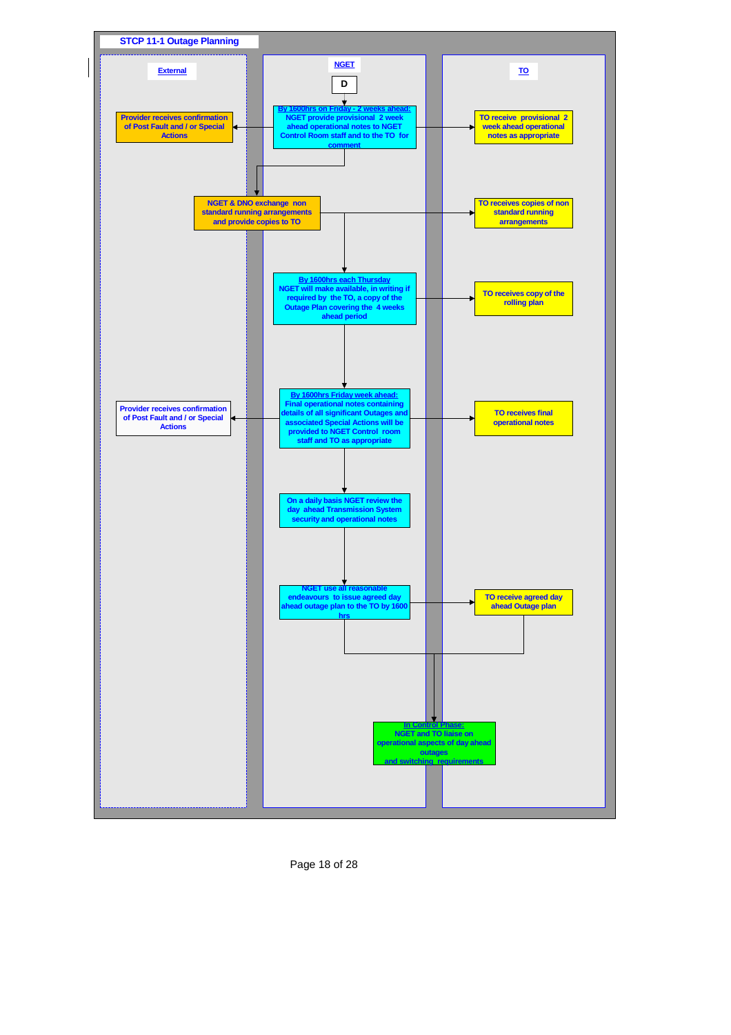## STCP 11-1 Outage Planning

**External** | **NGET** | **TO**

**D**

- **NGET:** By 1600hrs on Friday - 2 weeks ahead: NGET provide provisional 2 week ahead operational notes to NGET Control Room staff and to the TO for comment
  - **External:** Provider receives confirmation of Post Fault and / or Special Actions
  - **TO:** TO receive provisional 2 week ahead operational notes as appropriate
- **NGET:** NGET & DNO exchange non standard running arrangements and provide copies to TO
  - **TO:** TO receives copies of non standard running arrangements
- **NGET:** By 1600hrs each Thursday NGET will make available, in writing if required by the TO, a copy of the Outage Plan covering the 4 weeks ahead period
  - **TO:** TO receives copy of the rolling plan
- **NGET:** By 1600hrs Friday week ahead: Final operational notes containing details of all significant Outages and associated Special Actions will be provided to NGET Control room staff and TO as appropriate
  - **External:** Provider receives confirmation of Post Fault and / or Special Actions
  - **TO:** TO receives final operational notes
- **NGET:** On a daily basis NGET review the day ahead Transmission System security and operational notes
- **NGET:** NGET use all reasonable endeavours to issue agreed day ahead outage plan to the TO by 1600 hrs
  - **TO:** TO receive agreed day ahead Outage plan
- **NGET / TO:** In Control Phase: NGET and TO liaise on operational aspects of day ahead outages and switching requirements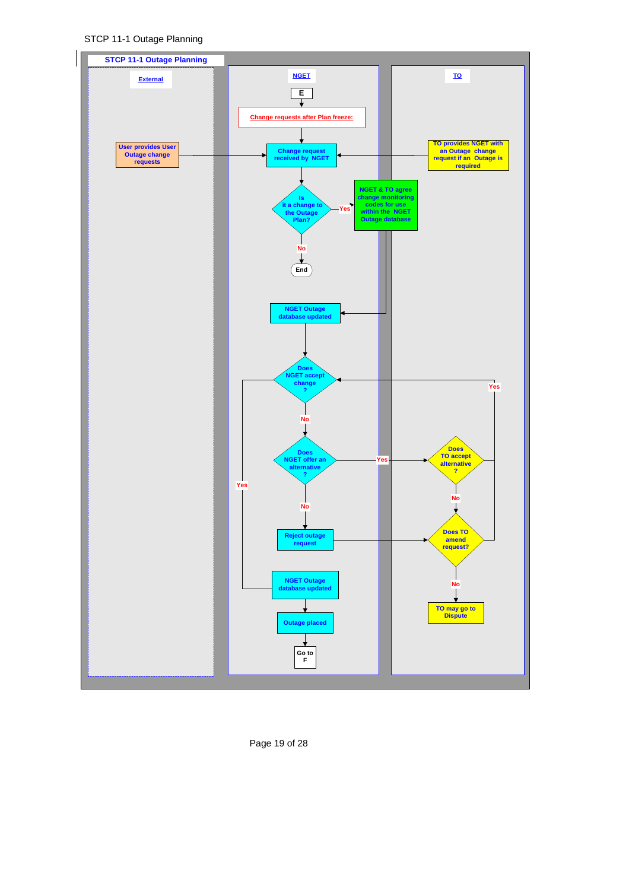STCP 11-1 Outage Planning

**STCP 11-1 Outage Planning**

| External | NGET | TO |
|---|---|---|
| User provides User Outage change requests | E | TO provides NGET with an Outage change request if an Outage is required |
| | Change requests after Plan freeze: | |
| | Change request received by NGET | |
| | Is it a change to the Outage Plan? — Yes → NGET & TO agree change monitoring codes for use within the NGET Outage database; No → End | |
| | NGET Outage database updated | |
| | Does NGET accept change? — Yes → NGET Outage database updated; No → Does NGET offer an alternative? | |
| | Does NGET offer an alternative? — Yes → Does TO accept alternative?; No → Reject outage request | Does TO accept alternative? — Yes → Does NGET accept change?; No → Does TO amend request? |
| | Reject outage request → Does TO amend request? | Does TO amend request? — Yes → Does NGET accept change?; No → TO may go to Dispute |
| | NGET Outage database updated | |
| | Outage placed | |
| | Go to F | |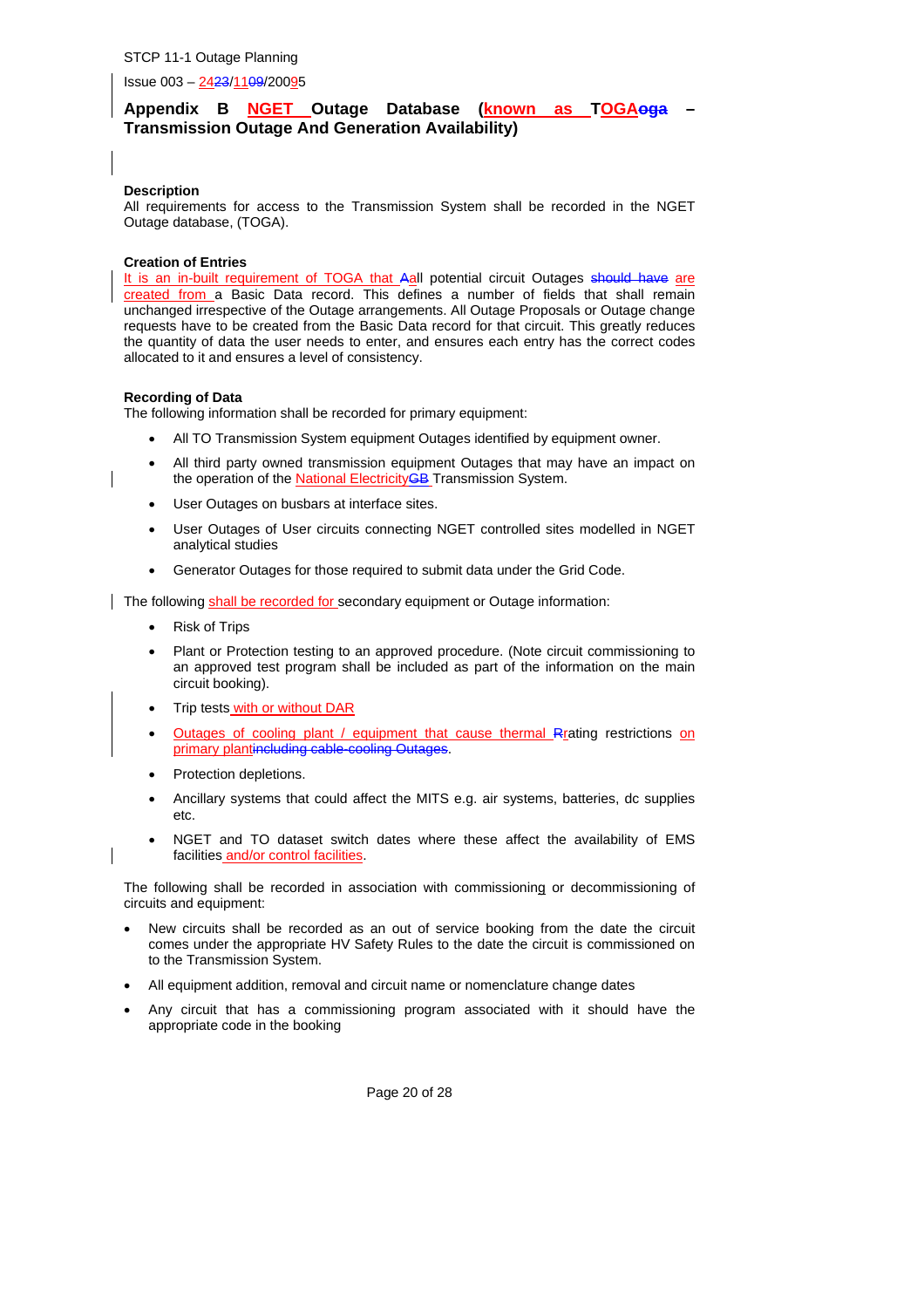## Appendix B NGET Outage Database (known as TOGA~~oga~~ – Transmission Outage And Generation Availability)

**Description**

All requirements for access to the Transmission System shall be recorded in the NGET Outage database, (TOGA).

**Creation of Entries**

It is an in-built requirement of TOGA that A~~a~~ll potential circuit Outages ~~should have~~ are created from a Basic Data record. This defines a number of fields that shall remain unchanged irrespective of the Outage arrangements. All Outage Proposals or Outage change requests have to be created from the Basic Data record for that circuit. This greatly reduces the quantity of data the user needs to enter, and ensures each entry has the correct codes allocated to it and ensures a level of consistency.

**Recording of Data**

The following information shall be recorded for primary equipment:

- All TO Transmission System equipment Outages identified by equipment owner.
- All third party owned transmission equipment Outages that may have an impact on the operation of the National Electricity~~GB~~ Transmission System.
- User Outages on busbars at interface sites.
- User Outages of User circuits connecting NGET controlled sites modelled in NGET analytical studies
- Generator Outages for those required to submit data under the Grid Code.

The following shall be recorded for secondary equipment or Outage information:

- Risk of Trips
- Plant or Protection testing to an approved procedure. (Note circuit commissioning to an approved test program shall be included as part of the information on the main circuit booking).
- Trip tests with or without DAR
- Outages of cooling plant / equipment that cause thermal R~~r~~ating restrictions on primary plant~~including cable-cooling Outages~~.
- Protection depletions.
- Ancillary systems that could affect the MITS e.g. air systems, batteries, dc supplies etc.
- NGET and TO dataset switch dates where these affect the availability of EMS facilities and/or control facilities.

The following shall be recorded in association with commissioning or decommissioning of circuits and equipment:

- New circuits shall be recorded as an out of service booking from the date the circuit comes under the appropriate HV Safety Rules to the date the circuit is commissioned on to the Transmission System.
- All equipment addition, removal and circuit name or nomenclature change dates
- Any circuit that has a commissioning program associated with it should have the appropriate code in the booking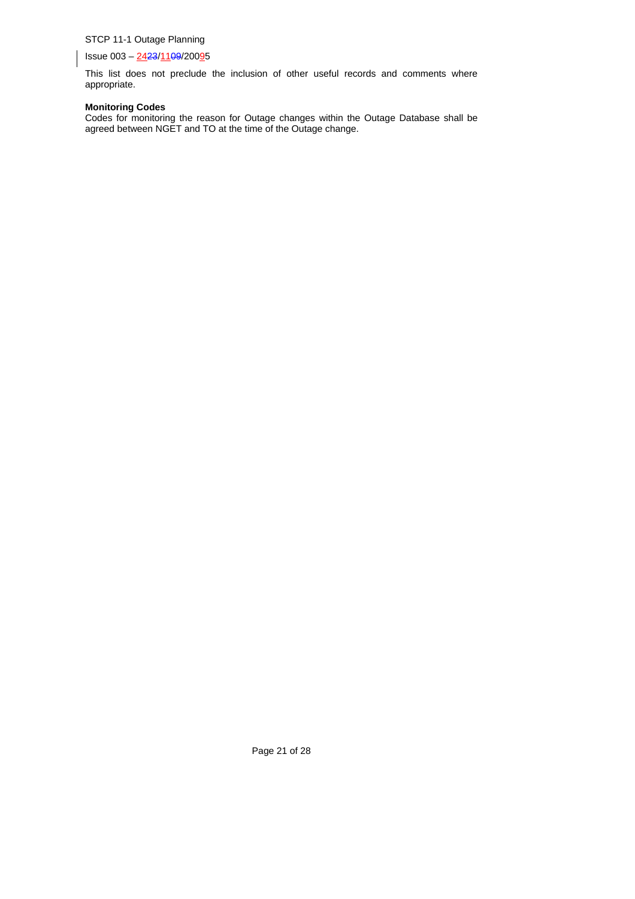This list does not preclude the inclusion of other useful records and comments where appropriate.

**Monitoring Codes**

Codes for monitoring the reason for Outage changes within the Outage Database shall be agreed between NGET and TO at the time of the Outage change.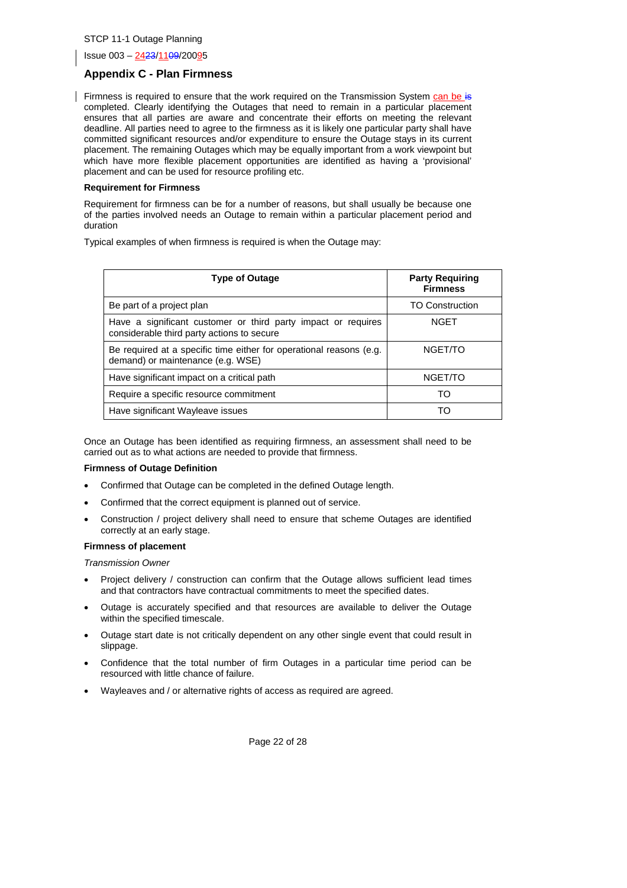## Appendix C - Plan Firmness

Firmness is required to ensure that the work required on the Transmission System can be ~~is~~ completed. Clearly identifying the Outages that need to remain in a particular placement ensures that all parties are aware and concentrate their efforts on meeting the relevant deadline. All parties need to agree to the firmness as it is likely one particular party shall have committed significant resources and/or expenditure to ensure the Outage stays in its current placement. The remaining Outages which may be equally important from a work viewpoint but which have more flexible placement opportunities are identified as having a 'provisional' placement and can be used for resource profiling etc.

**Requirement for Firmness**

Requirement for firmness can be for a number of reasons, but shall usually be because one of the parties involved needs an Outage to remain within a particular placement period and duration

Typical examples of when firmness is required is when the Outage may:

| Type of Outage | Party Requiring Firmness |
|---|---|
| Be part of a project plan | TO Construction |
| Have a significant customer or third party impact or requires considerable third party actions to secure | NGET |
| Be required at a specific time either for operational reasons (e.g. demand) or maintenance (e.g. WSE) | NGET/TO |
| Have significant impact on a critical path | NGET/TO |
| Require a specific resource commitment | TO |
| Have significant Wayleave issues | TO |

Once an Outage has been identified as requiring firmness, an assessment shall need to be carried out as to what actions are needed to provide that firmness.

**Firmness of Outage Definition**

- Confirmed that Outage can be completed in the defined Outage length.
- Confirmed that the correct equipment is planned out of service.
- Construction / project delivery shall need to ensure that scheme Outages are identified correctly at an early stage.

**Firmness of placement**

*Transmission Owner*

- Project delivery / construction can confirm that the Outage allows sufficient lead times and that contractors have contractual commitments to meet the specified dates.
- Outage is accurately specified and that resources are available to deliver the Outage within the specified timescale.
- Outage start date is not critically dependent on any other single event that could result in slippage.
- Confidence that the total number of firm Outages in a particular time period can be resourced with little chance of failure.
- Wayleaves and / or alternative rights of access as required are agreed.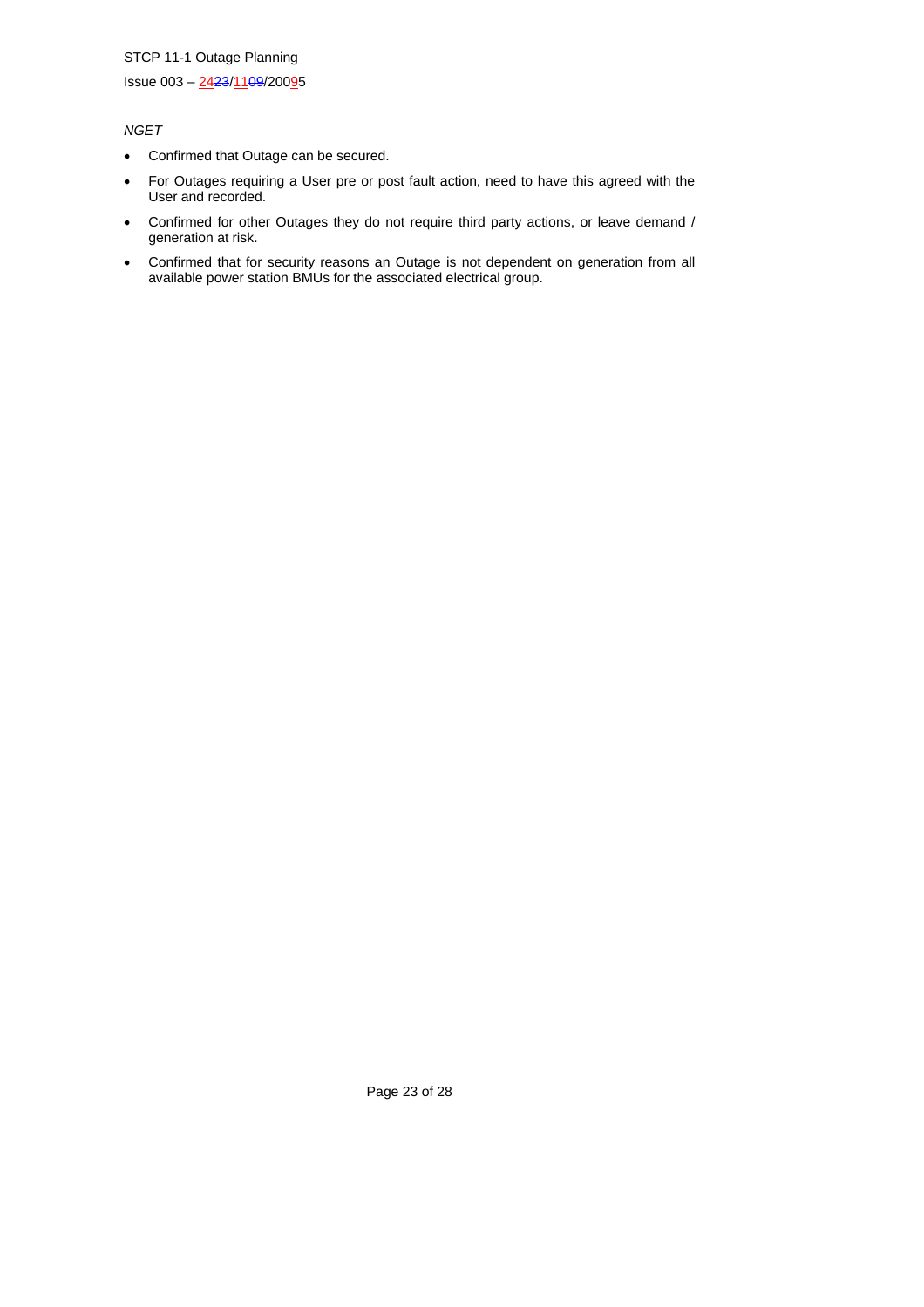*NGET*

- Confirmed that Outage can be secured.
- For Outages requiring a User pre or post fault action, need to have this agreed with the User and recorded.
- Confirmed for other Outages they do not require third party actions, or leave demand / generation at risk.
- Confirmed that for security reasons an Outage is not dependent on generation from all available power station BMUs for the associated electrical group.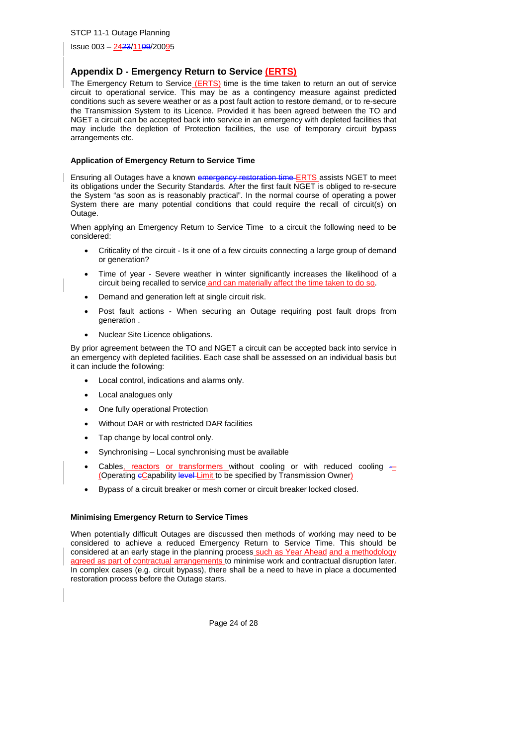## Appendix D - Emergency Return to Service (ERTS)

The Emergency Return to Service (ERTS) time is the time taken to return an out of service circuit to operational service. This may be as a contingency measure against predicted conditions such as severe weather or as a post fault action to restore demand, or to re-secure the Transmission System to its Licence. Provided it has been agreed between the TO and NGET a circuit can be accepted back into service in an emergency with depleted facilities that may include the depletion of Protection facilities, the use of temporary circuit bypass arrangements etc.

### Application of Emergency Return to Service Time

Ensuring all Outages have a known ERTS assists NGET to meet its obligations under the Security Standards. After the first fault NGET is obliged to re-secure the System "as soon as is reasonably practical". In the normal course of operating a power System there are many potential conditions that could require the recall of circuit(s) on Outage.

When applying an Emergency Return to Service Time to a circuit the following need to be considered:

- Criticality of the circuit - Is it one of a few circuits connecting a large group of demand or generation?
- Time of year - Severe weather in winter significantly increases the likelihood of a circuit being recalled to service and can materially affect the time taken to do so.
- Demand and generation left at single circuit risk.
- Post fault actions - When securing an Outage requiring post fault drops from generation .
- Nuclear Site Licence obligations.

By prior agreement between the TO and NGET a circuit can be accepted back into service in an emergency with depleted facilities. Each case shall be assessed on an individual basis but it can include the following:

- Local control, indications and alarms only.
- Local analogues only
- One fully operational Protection
- Without DAR or with restricted DAR facilities
- Tap change by local control only.
- Synchronising – Local synchronising must be available
- Cables, reactors or transformers without cooling or with reduced cooling – (Operating Capability Limit to be specified by Transmission Owner)
- Bypass of a circuit breaker or mesh corner or circuit breaker locked closed.

### Minimising Emergency Return to Service Times

When potentially difficult Outages are discussed then methods of working may need to be considered to achieve a reduced Emergency Return to Service Time. This should be considered at an early stage in the planning process such as Year Ahead and a methodology agreed as part of contractual arrangements to minimise work and contractual disruption later. In complex cases (e.g. circuit bypass), there shall be a need to have in place a documented restoration process before the Outage starts.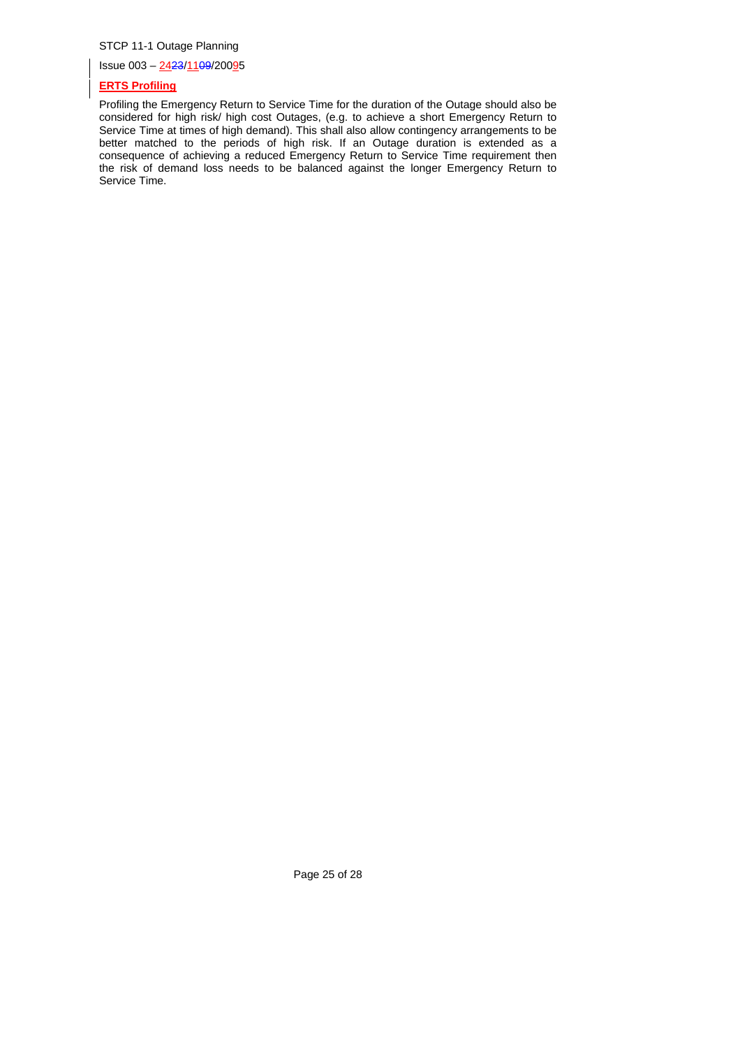**ERTS Profiling**

Profiling the Emergency Return to Service Time for the duration of the Outage should also be considered for high risk/ high cost Outages, (e.g. to achieve a short Emergency Return to Service Time at times of high demand). This shall also allow contingency arrangements to be better matched to the periods of high risk. If an Outage duration is extended as a consequence of achieving a reduced Emergency Return to Service Time requirement then the risk of demand loss needs to be balanced against the longer Emergency Return to Service Time.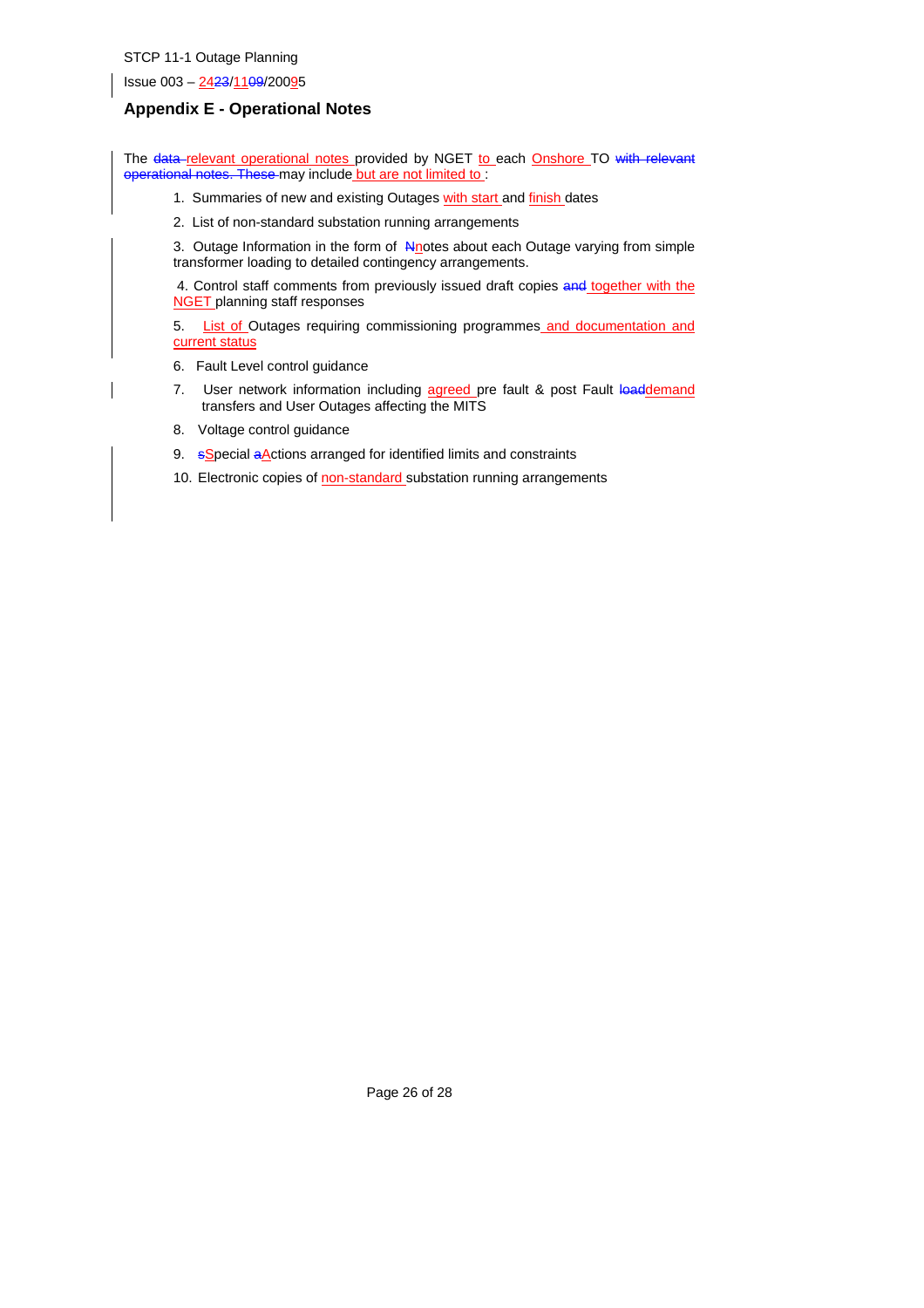## Appendix E - Operational Notes

The ~~data~~ relevant operational notes provided by NGET to each Onshore TO ~~with relevant operational notes. These~~ may include but are not limited to :

1. Summaries of new and existing Outages with start and finish dates
2. List of non-standard substation running arrangements
3. Outage Information in the form of ~~N~~notes about each Outage varying from simple transformer loading to detailed contingency arrangements.
4. Control staff comments from previously issued draft copies ~~and~~ together with the NGET planning staff responses
5. List of Outages requiring commissioning programmes and documentation and current status
6. Fault Level control guidance
7. User network information including agreed pre fault & post Fault ~~load~~demand transfers and User Outages affecting the MITS
8. Voltage control guidance
9. ~~s~~Special ~~a~~Actions arranged for identified limits and constraints
10. Electronic copies of non-standard substation running arrangements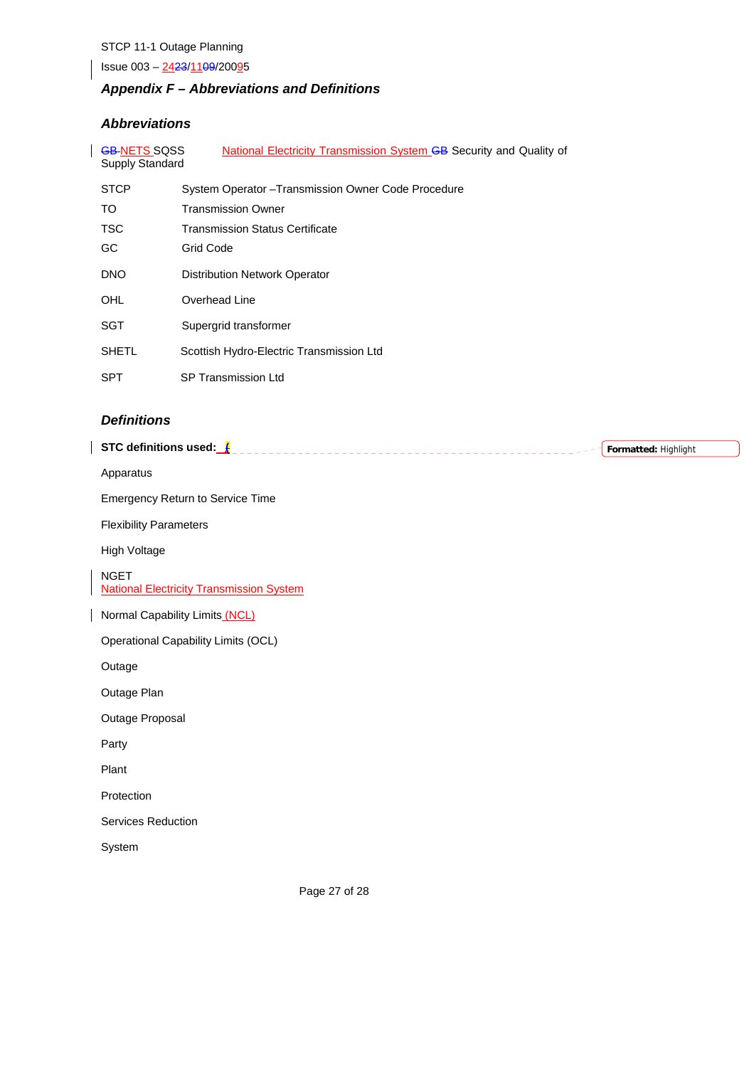STCP 11-1 Outage Planning

Issue 003 – 2423/1109/20095

## Appendix F – Abbreviations and Definitions

### Abbreviations

| | |
|---|---|
| GB NETS SQSS | National Electricity Transmission System GB Security and Quality of Supply Standard |
| STCP | System Operator –Transmission Owner Code Procedure |
| TO | Transmission Owner |
| TSC | Transmission Status Certificate |
| GC | Grid Code |
| DNO | Distribution Network Operator |
| OHL | Overhead Line |
| SGT | Supergrid transformer |
| SHETL | Scottish Hydro-Electric Transmission Ltd |
| SPT | SP Transmission Ltd |

### Definitions

**STC definitions used:**

Apparatus

Emergency Return to Service Time

Flexibility Parameters

High Voltage

NGET
National Electricity Transmission System

Normal Capability Limits (NCL)

Operational Capability Limits (OCL)

Outage

Outage Plan

Outage Proposal

Party

Plant

Protection

Services Reduction

System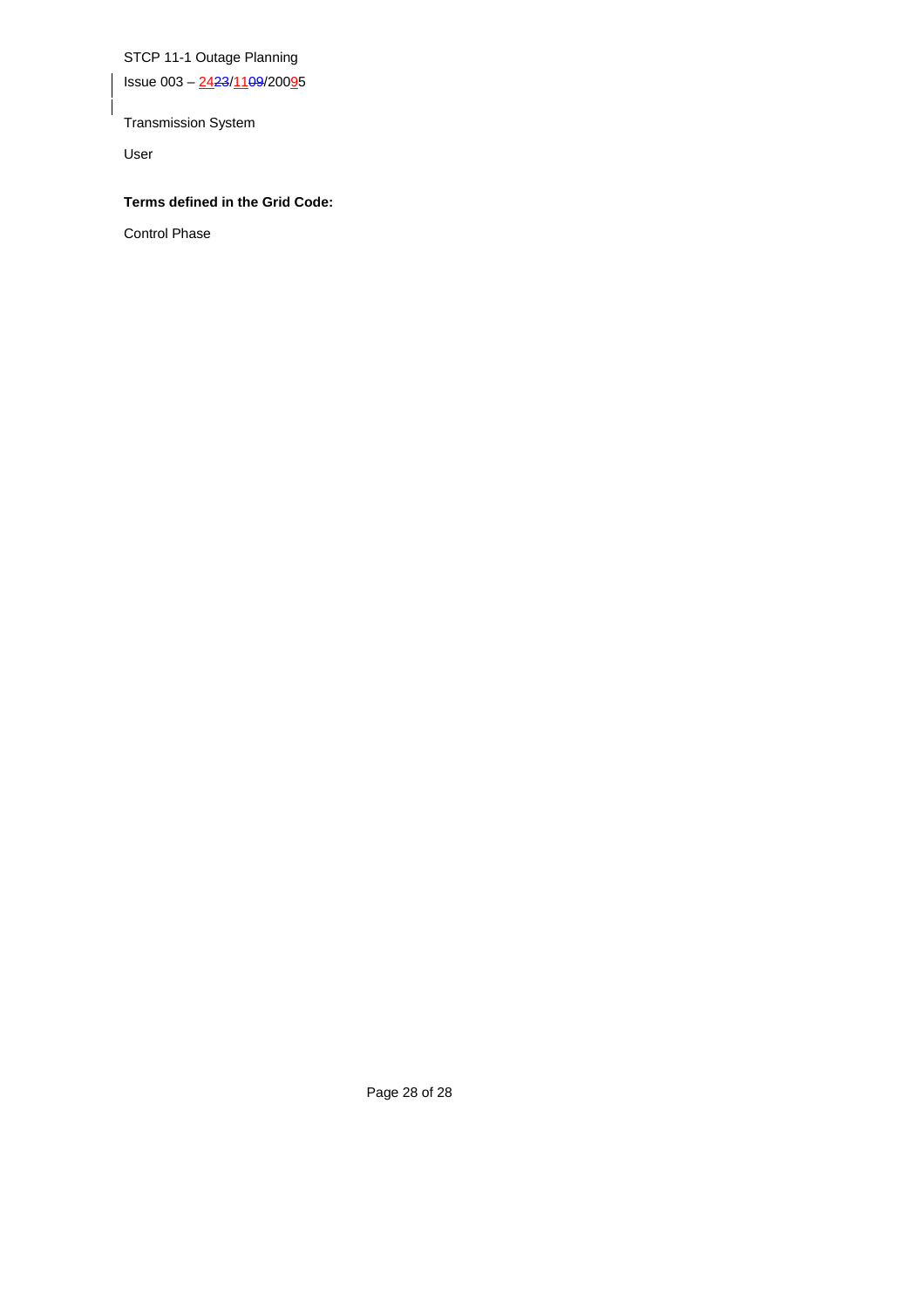Transmission System

User

**Terms defined in the Grid Code:**

Control Phase